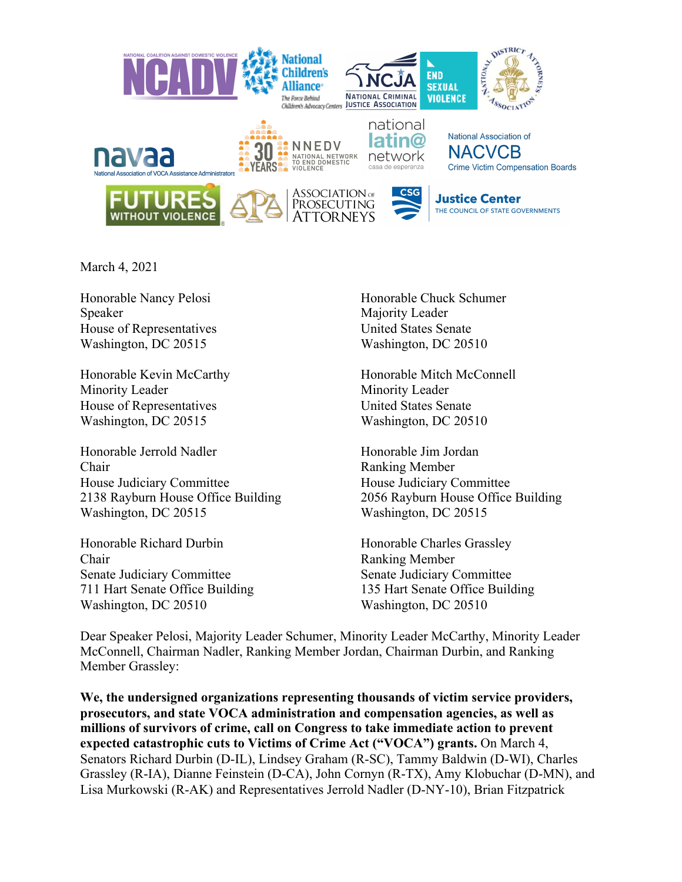March 4, 2021

Honorable Nancy Pelosi
Speaker
House of Representatives
Washington, DC 20515

Honorable Chuck Schumer
Majority Leader
United States Senate
Washington, DC 20510

Honorable Kevin McCarthy
Minority Leader
House of Representatives
Washington, DC 20515

Honorable Mitch McConnell
Minority Leader
United States Senate
Washington, DC 20510

Honorable Jerrold Nadler
Chair
House Judiciary Committee
2138 Rayburn House Office Building
Washington, DC 20515

Honorable Jim Jordan
Ranking Member
House Judiciary Committee
2056 Rayburn House Office Building
Washington, DC 20515

Honorable Richard Durbin
Chair
Senate Judiciary Committee
711 Hart Senate Office Building
Washington, DC 20510

Honorable Charles Grassley
Ranking Member
Senate Judiciary Committee
135 Hart Senate Office Building
Washington, DC 20510

Dear Speaker Pelosi, Majority Leader Schumer, Minority Leader McCarthy, Minority Leader McConnell, Chairman Nadler, Ranking Member Jordan, Chairman Durbin, and Ranking Member Grassley:

**We, the undersigned organizations representing thousands of victim service providers, prosecutors, and state VOCA administration and compensation agencies, as well as millions of survivors of crime, call on Congress to take immediate action to prevent expected catastrophic cuts to Victims of Crime Act ("VOCA") grants.** On March 4, Senators Richard Durbin (D-IL), Lindsey Graham (R-SC), Tammy Baldwin (D-WI), Charles Grassley (R-IA), Dianne Feinstein (D-CA), John Cornyn (R-TX), Amy Klobuchar (D-MN), and Lisa Murkowski (R-AK) and Representatives Jerrold Nadler (D-NY-10), Brian Fitzpatrick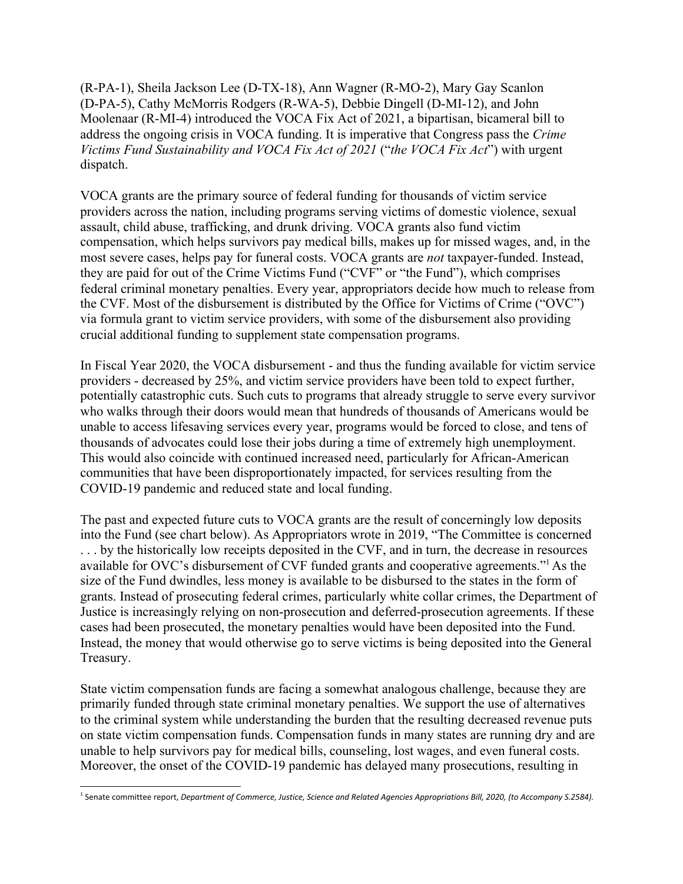(R-PA-1), Sheila Jackson Lee (D-TX-18), Ann Wagner (R-MO-2), Mary Gay Scanlon (D-PA-5), Cathy McMorris Rodgers (R-WA-5), Debbie Dingell (D-MI-12), and John Moolenaar (R-MI-4) introduced the VOCA Fix Act of 2021, a bipartisan, bicameral bill to address the ongoing crisis in VOCA funding. It is imperative that Congress pass the *Crime Victims Fund Sustainability and VOCA Fix Act of 2021* ("*the VOCA Fix Act*") with urgent dispatch.

VOCA grants are the primary source of federal funding for thousands of victim service providers across the nation, including programs serving victims of domestic violence, sexual assault, child abuse, trafficking, and drunk driving. VOCA grants also fund victim compensation, which helps survivors pay medical bills, makes up for missed wages, and, in the most severe cases, helps pay for funeral costs. VOCA grants are *not* taxpayer-funded. Instead, they are paid for out of the Crime Victims Fund ("CVF" or "the Fund"), which comprises federal criminal monetary penalties. Every year, appropriators decide how much to release from the CVF. Most of the disbursement is distributed by the Office for Victims of Crime ("OVC") via formula grant to victim service providers, with some of the disbursement also providing crucial additional funding to supplement state compensation programs.

In Fiscal Year 2020, the VOCA disbursement - and thus the funding available for victim service providers - decreased by 25%, and victim service providers have been told to expect further, potentially catastrophic cuts. Such cuts to programs that already struggle to serve every survivor who walks through their doors would mean that hundreds of thousands of Americans would be unable to access lifesaving services every year, programs would be forced to close, and tens of thousands of advocates could lose their jobs during a time of extremely high unemployment. This would also coincide with continued increased need, particularly for African-American communities that have been disproportionately impacted, for services resulting from the COVID-19 pandemic and reduced state and local funding.

The past and expected future cuts to VOCA grants are the result of concerningly low deposits into the Fund (see chart below). As Appropriators wrote in 2019, "The Committee is concerned . . . by the historically low receipts deposited in the CVF, and in turn, the decrease in resources available for OVC's disbursement of CVF funded grants and cooperative agreements."[1] As the size of the Fund dwindles, less money is available to be disbursed to the states in the form of grants. Instead of prosecuting federal crimes, particularly white collar crimes, the Department of Justice is increasingly relying on non-prosecution and deferred-prosecution agreements. If these cases had been prosecuted, the monetary penalties would have been deposited into the Fund. Instead, the money that would otherwise go to serve victims is being deposited into the General Treasury.

State victim compensation funds are facing a somewhat analogous challenge, because they are primarily funded through state criminal monetary penalties. We support the use of alternatives to the criminal system while understanding the burden that the resulting decreased revenue puts on state victim compensation funds. Compensation funds in many states are running dry and are unable to help survivors pay for medical bills, counseling, lost wages, and even funeral costs. Moreover, the onset of the COVID-19 pandemic has delayed many prosecutions, resulting in

[1] Senate committee report, *Department of Commerce, Justice, Science and Related Agencies Appropriations Bill, 2020, (to Accompany S.2584).*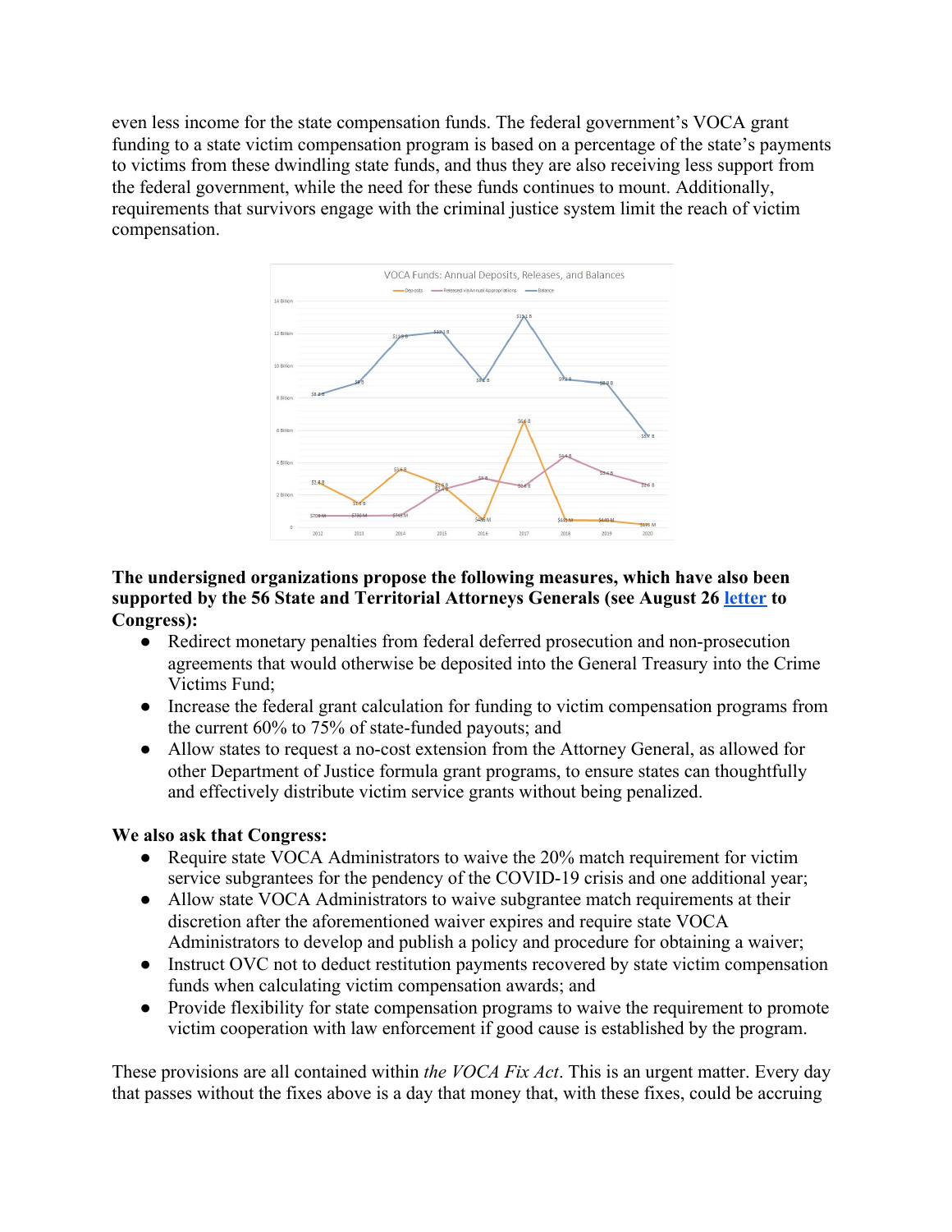even less income for the state compensation funds. The federal government's VOCA grant funding to a state victim compensation program is based on a percentage of the state's payments to victims from these dwindling state funds, and thus they are also receiving less support from the federal government, while the need for these funds continues to mount. Additionally, requirements that survivors engage with the criminal justice system limit the reach of victim compensation.

**The undersigned organizations propose the following measures, which have also been supported by the 56 State and Territorial Attorneys Generals (see August 26 letter to Congress):**

- Redirect monetary penalties from federal deferred prosecution and non-prosecution agreements that would otherwise be deposited into the General Treasury into the Crime Victims Fund;
- Increase the federal grant calculation for funding to victim compensation programs from the current 60% to 75% of state-funded payouts; and
- Allow states to request a no-cost extension from the Attorney General, as allowed for other Department of Justice formula grant programs, to ensure states can thoughtfully and effectively distribute victim service grants without being penalized.

**We also ask that Congress:**

- Require state VOCA Administrators to waive the 20% match requirement for victim service subgrantees for the pendency of the COVID-19 crisis and one additional year;
- Allow state VOCA Administrators to waive subgrantee match requirements at their discretion after the aforementioned waiver expires and require state VOCA Administrators to develop and publish a policy and procedure for obtaining a waiver;
- Instruct OVC not to deduct restitution payments recovered by state victim compensation funds when calculating victim compensation awards; and
- Provide flexibility for state compensation programs to waive the requirement to promote victim cooperation with law enforcement if good cause is established by the program.

These provisions are all contained within *the VOCA Fix Act*. This is an urgent matter. Every day that passes without the fixes above is a day that money that, with these fixes, could be accruing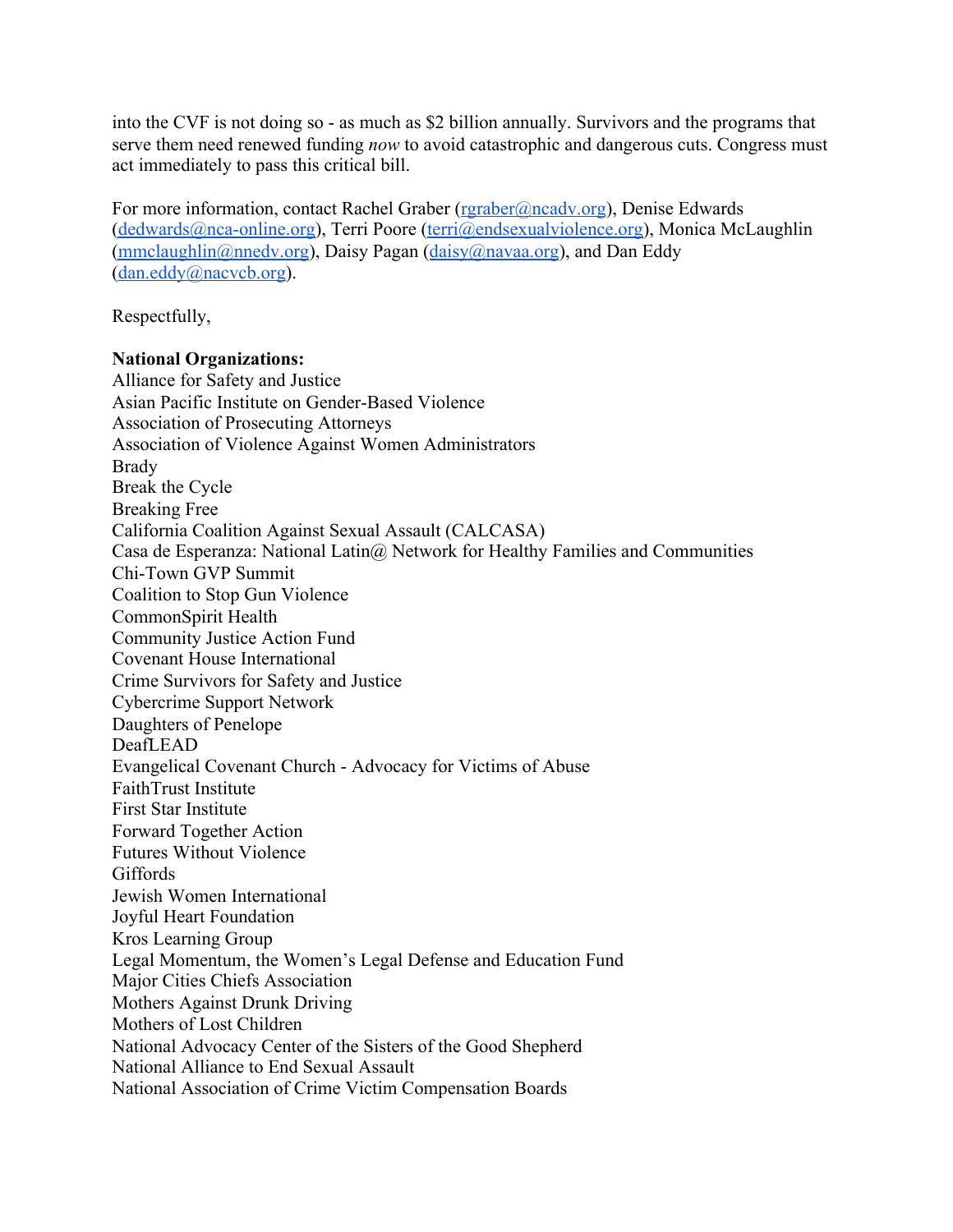into the CVF is not doing so - as much as $2 billion annually. Survivors and the programs that serve them need renewed funding *now* to avoid catastrophic and dangerous cuts. Congress must act immediately to pass this critical bill.

For more information, contact Rachel Graber (rgraber@ncadv.org), Denise Edwards (dedwards@nca-online.org), Terri Poore (terri@endsexualviolence.org), Monica McLaughlin (mmclaughlin@nnedv.org), Daisy Pagan (daisy@navaa.org), and Dan Eddy (dan.eddy@nacvcb.org).

Respectfully,

**National Organizations:**
Alliance for Safety and Justice
Asian Pacific Institute on Gender-Based Violence
Association of Prosecuting Attorneys
Association of Violence Against Women Administrators
Brady
Break the Cycle
Breaking Free
California Coalition Against Sexual Assault (CALCASA)
Casa de Esperanza: National Latin@ Network for Healthy Families and Communities
Chi-Town GVP Summit
Coalition to Stop Gun Violence
CommonSpirit Health
Community Justice Action Fund
Covenant House International
Crime Survivors for Safety and Justice
Cybercrime Support Network
Daughters of Penelope
DeafLEAD
Evangelical Covenant Church - Advocacy for Victims of Abuse
FaithTrust Institute
First Star Institute
Forward Together Action
Futures Without Violence
Giffords
Jewish Women International
Joyful Heart Foundation
Kros Learning Group
Legal Momentum, the Women's Legal Defense and Education Fund
Major Cities Chiefs Association
Mothers Against Drunk Driving
Mothers of Lost Children
National Advocacy Center of the Sisters of the Good Shepherd
National Alliance to End Sexual Assault
National Association of Crime Victim Compensation Boards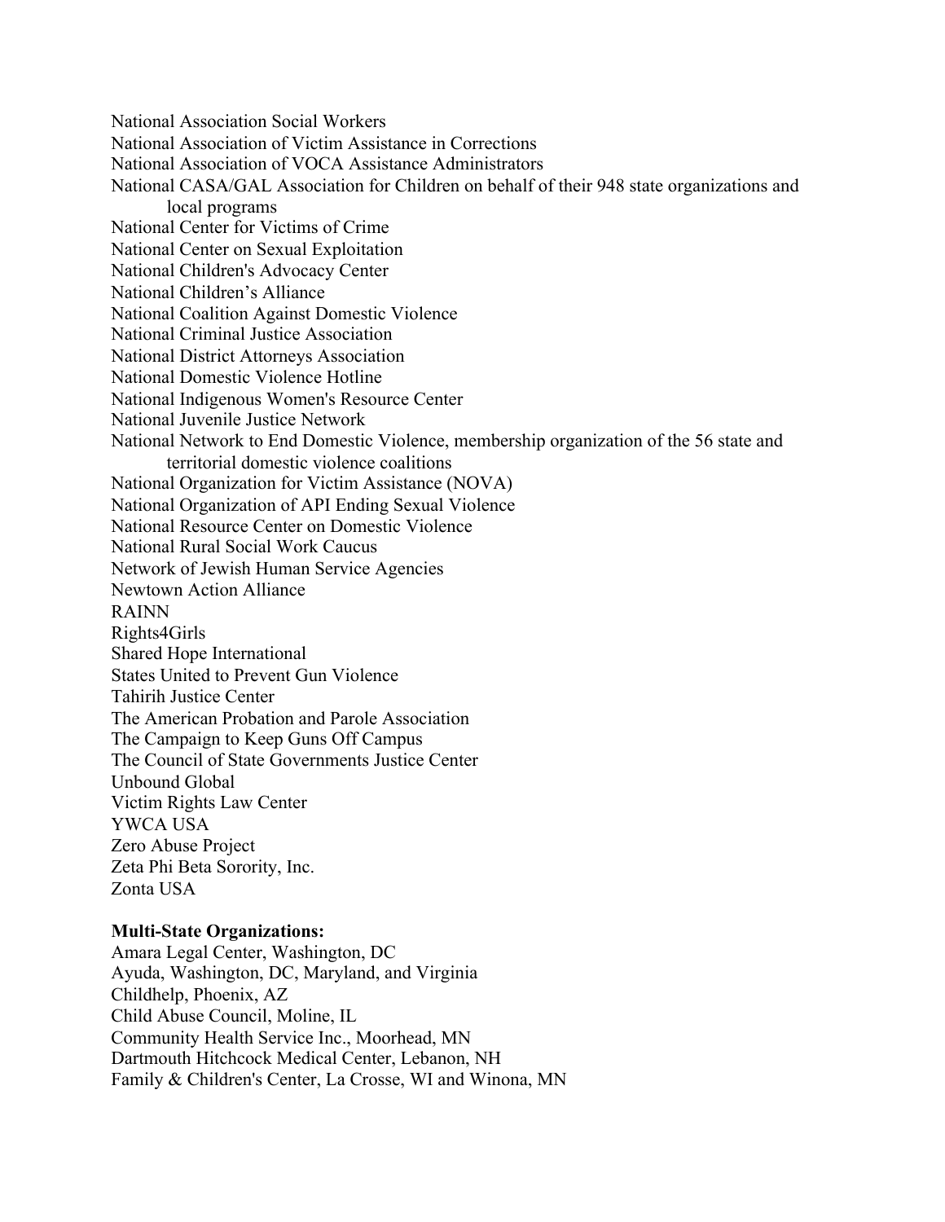National Association Social Workers
National Association of Victim Assistance in Corrections
National Association of VOCA Assistance Administrators
National CASA/GAL Association for Children on behalf of their 948 state organizations and local programs
National Center for Victims of Crime
National Center on Sexual Exploitation
National Children's Advocacy Center
National Children's Alliance
National Coalition Against Domestic Violence
National Criminal Justice Association
National District Attorneys Association
National Domestic Violence Hotline
National Indigenous Women's Resource Center
National Juvenile Justice Network
National Network to End Domestic Violence, membership organization of the 56 state and territorial domestic violence coalitions
National Organization for Victim Assistance (NOVA)
National Organization of API Ending Sexual Violence
National Resource Center on Domestic Violence
National Rural Social Work Caucus
Network of Jewish Human Service Agencies
Newtown Action Alliance
RAINN
Rights4Girls
Shared Hope International
States United to Prevent Gun Violence
Tahirih Justice Center
The American Probation and Parole Association
The Campaign to Keep Guns Off Campus
The Council of State Governments Justice Center
Unbound Global
Victim Rights Law Center
YWCA USA
Zero Abuse Project
Zeta Phi Beta Sorority, Inc.
Zonta USA

**Multi-State Organizations:**
Amara Legal Center, Washington, DC
Ayuda, Washington, DC, Maryland, and Virginia
Childhelp, Phoenix, AZ
Child Abuse Council, Moline, IL
Community Health Service Inc., Moorhead, MN
Dartmouth Hitchcock Medical Center, Lebanon, NH
Family & Children's Center, La Crosse, WI and Winona, MN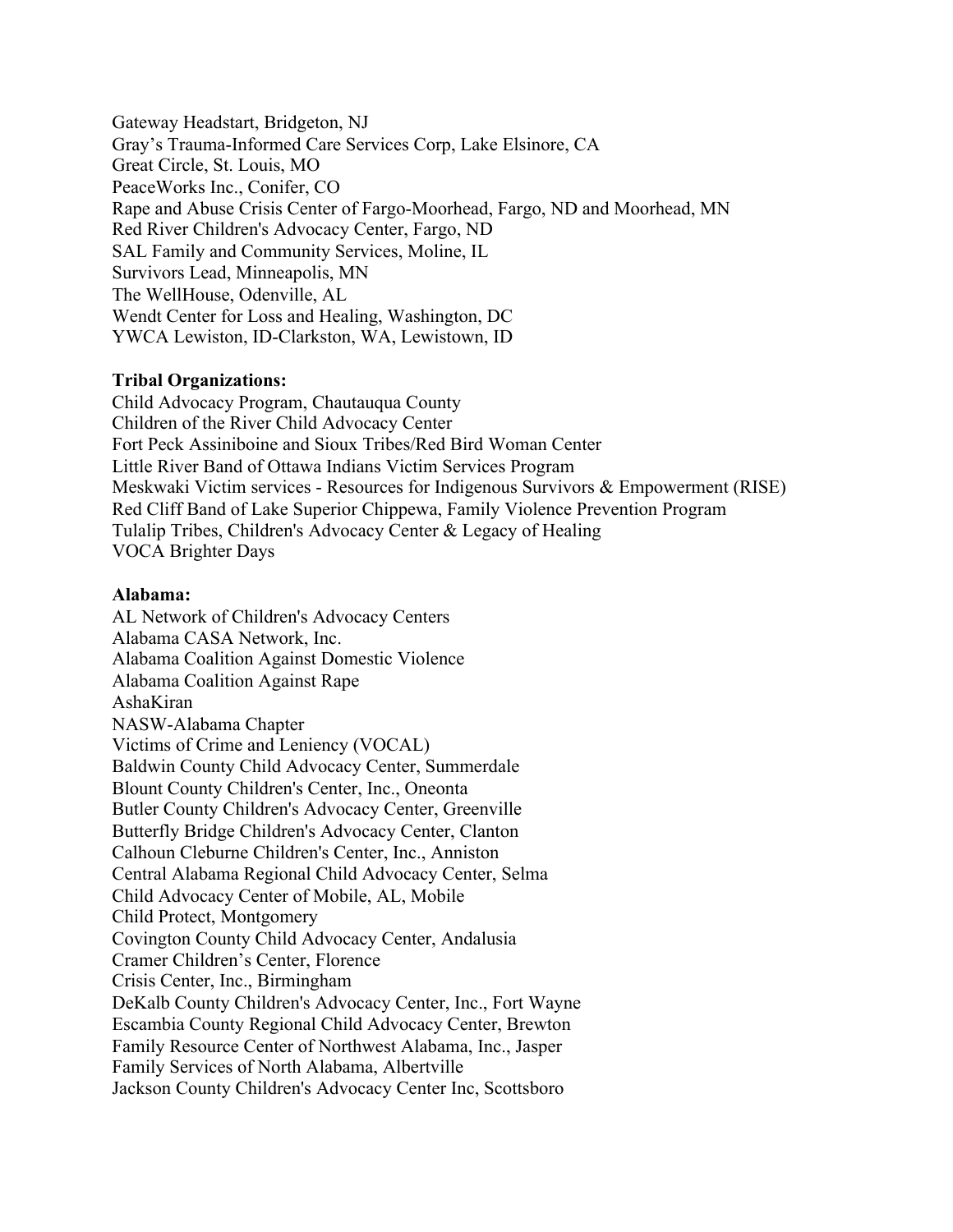Gateway Headstart, Bridgeton, NJ
Gray's Trauma-Informed Care Services Corp, Lake Elsinore, CA
Great Circle, St. Louis, MO
PeaceWorks Inc., Conifer, CO
Rape and Abuse Crisis Center of Fargo-Moorhead, Fargo, ND and Moorhead, MN
Red River Children's Advocacy Center, Fargo, ND
SAL Family and Community Services, Moline, IL
Survivors Lead, Minneapolis, MN
The WellHouse, Odenville, AL
Wendt Center for Loss and Healing, Washington, DC
YWCA Lewiston, ID-Clarkston, WA, Lewistown, ID

**Tribal Organizations:**
Child Advocacy Program, Chautauqua County
Children of the River Child Advocacy Center
Fort Peck Assiniboine and Sioux Tribes/Red Bird Woman Center
Little River Band of Ottawa Indians Victim Services Program
Meskwaki Victim services - Resources for Indigenous Survivors & Empowerment (RISE)
Red Cliff Band of Lake Superior Chippewa, Family Violence Prevention Program
Tulalip Tribes, Children's Advocacy Center & Legacy of Healing
VOCA Brighter Days

**Alabama:**
AL Network of Children's Advocacy Centers
Alabama CASA Network, Inc.
Alabama Coalition Against Domestic Violence
Alabama Coalition Against Rape
AshaKiran
NASW-Alabama Chapter
Victims of Crime and Leniency (VOCAL)
Baldwin County Child Advocacy Center, Summerdale
Blount County Children's Center, Inc., Oneonta
Butler County Children's Advocacy Center, Greenville
Butterfly Bridge Children's Advocacy Center, Clanton
Calhoun Cleburne Children's Center, Inc., Anniston
Central Alabama Regional Child Advocacy Center, Selma
Child Advocacy Center of Mobile, AL, Mobile
Child Protect, Montgomery
Covington County Child Advocacy Center, Andalusia
Cramer Children's Center, Florence
Crisis Center, Inc., Birmingham
DeKalb County Children's Advocacy Center, Inc., Fort Wayne
Escambia County Regional Child Advocacy Center, Brewton
Family Resource Center of Northwest Alabama, Inc., Jasper
Family Services of North Alabama, Albertville
Jackson County Children's Advocacy Center Inc, Scottsboro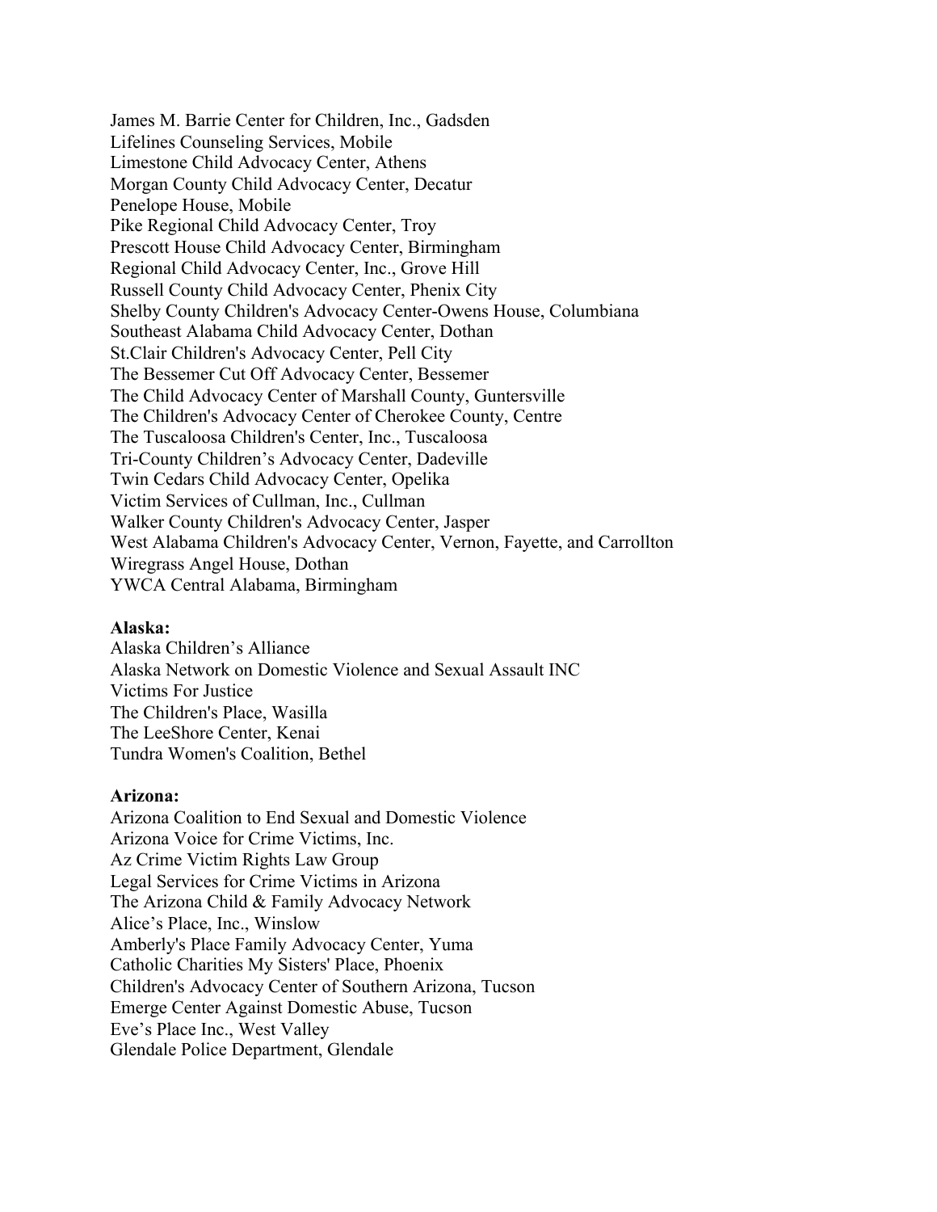James M. Barrie Center for Children, Inc., Gadsden
Lifelines Counseling Services, Mobile
Limestone Child Advocacy Center, Athens
Morgan County Child Advocacy Center, Decatur
Penelope House, Mobile
Pike Regional Child Advocacy Center, Troy
Prescott House Child Advocacy Center, Birmingham
Regional Child Advocacy Center, Inc., Grove Hill
Russell County Child Advocacy Center, Phenix City
Shelby County Children's Advocacy Center-Owens House, Columbiana
Southeast Alabama Child Advocacy Center, Dothan
St.Clair Children's Advocacy Center, Pell City
The Bessemer Cut Off Advocacy Center, Bessemer
The Child Advocacy Center of Marshall County, Guntersville
The Children's Advocacy Center of Cherokee County, Centre
The Tuscaloosa Children's Center, Inc., Tuscaloosa
Tri-County Children's Advocacy Center, Dadeville
Twin Cedars Child Advocacy Center, Opelika
Victim Services of Cullman, Inc., Cullman
Walker County Children's Advocacy Center, Jasper
West Alabama Children's Advocacy Center, Vernon, Fayette, and Carrollton
Wiregrass Angel House, Dothan
YWCA Central Alabama, Birmingham

**Alaska:**
Alaska Children's Alliance
Alaska Network on Domestic Violence and Sexual Assault INC
Victims For Justice
The Children's Place, Wasilla
The LeeShore Center, Kenai
Tundra Women's Coalition, Bethel

**Arizona:**
Arizona Coalition to End Sexual and Domestic Violence
Arizona Voice for Crime Victims, Inc.
Az Crime Victim Rights Law Group
Legal Services for Crime Victims in Arizona
The Arizona Child & Family Advocacy Network
Alice's Place, Inc., Winslow
Amberly's Place Family Advocacy Center, Yuma
Catholic Charities My Sisters' Place, Phoenix
Children's Advocacy Center of Southern Arizona, Tucson
Emerge Center Against Domestic Abuse, Tucson
Eve's Place Inc., West Valley
Glendale Police Department, Glendale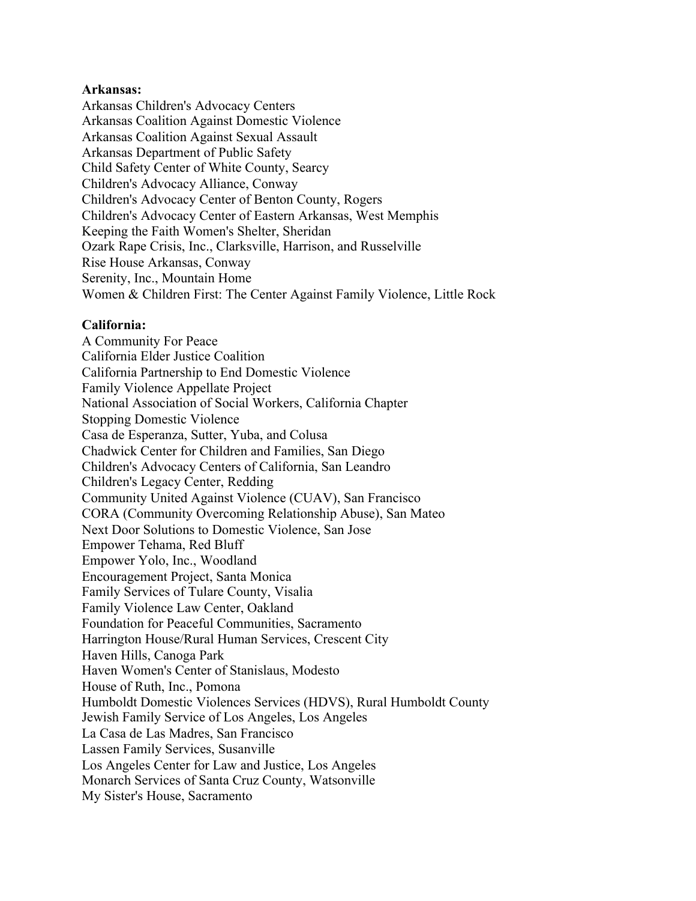**Arkansas:**

Arkansas Children's Advocacy Centers
Arkansas Coalition Against Domestic Violence
Arkansas Coalition Against Sexual Assault
Arkansas Department of Public Safety
Child Safety Center of White County, Searcy
Children's Advocacy Alliance, Conway
Children's Advocacy Center of Benton County, Rogers
Children's Advocacy Center of Eastern Arkansas, West Memphis
Keeping the Faith Women's Shelter, Sheridan
Ozark Rape Crisis, Inc., Clarksville, Harrison, and Russelville
Rise House Arkansas, Conway
Serenity, Inc., Mountain Home
Women & Children First: The Center Against Family Violence, Little Rock

**California:**

A Community For Peace
California Elder Justice Coalition
California Partnership to End Domestic Violence
Family Violence Appellate Project
National Association of Social Workers, California Chapter
Stopping Domestic Violence
Casa de Esperanza, Sutter, Yuba, and Colusa
Chadwick Center for Children and Families, San Diego
Children's Advocacy Centers of California, San Leandro
Children's Legacy Center, Redding
Community United Against Violence (CUAV), San Francisco
CORA (Community Overcoming Relationship Abuse), San Mateo
Next Door Solutions to Domestic Violence, San Jose
Empower Tehama, Red Bluff
Empower Yolo, Inc., Woodland
Encouragement Project, Santa Monica
Family Services of Tulare County, Visalia
Family Violence Law Center, Oakland
Foundation for Peaceful Communities, Sacramento
Harrington House/Rural Human Services, Crescent City
Haven Hills, Canoga Park
Haven Women's Center of Stanislaus, Modesto
House of Ruth, Inc., Pomona
Humboldt Domestic Violences Services (HDVS), Rural Humboldt County
Jewish Family Service of Los Angeles, Los Angeles
La Casa de Las Madres, San Francisco
Lassen Family Services, Susanville
Los Angeles Center for Law and Justice, Los Angeles
Monarch Services of Santa Cruz County, Watsonville
My Sister's House, Sacramento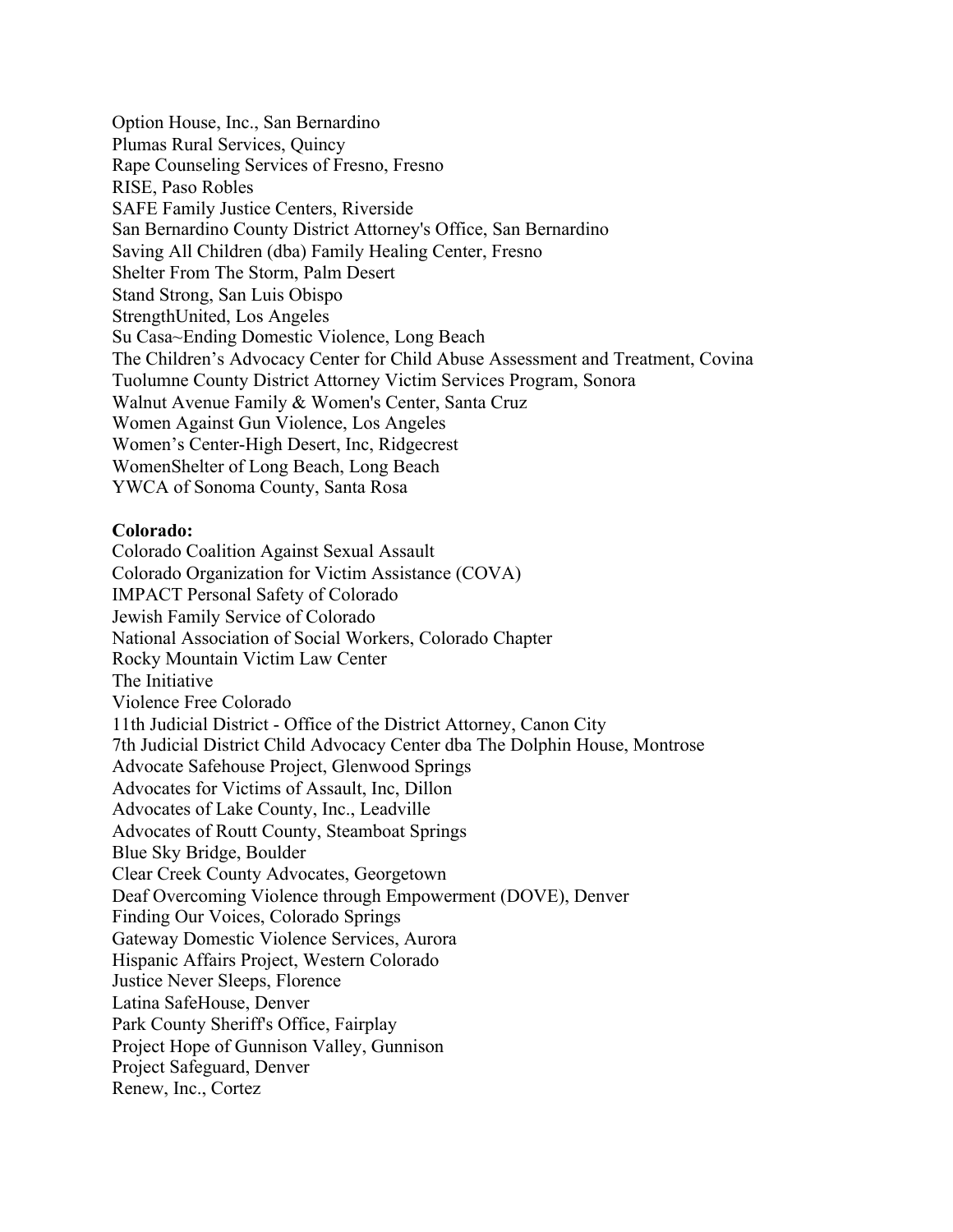Option House, Inc., San Bernardino
Plumas Rural Services, Quincy
Rape Counseling Services of Fresno, Fresno
RISE, Paso Robles
SAFE Family Justice Centers, Riverside
San Bernardino County District Attorney's Office, San Bernardino
Saving All Children (dba) Family Healing Center, Fresno
Shelter From The Storm, Palm Desert
Stand Strong, San Luis Obispo
StrengthUnited, Los Angeles
Su Casa~Ending Domestic Violence, Long Beach
The Children's Advocacy Center for Child Abuse Assessment and Treatment, Covina
Tuolumne County District Attorney Victim Services Program, Sonora
Walnut Avenue Family & Women's Center, Santa Cruz
Women Against Gun Violence, Los Angeles
Women's Center-High Desert, Inc, Ridgecrest
WomenShelter of Long Beach, Long Beach
YWCA of Sonoma County, Santa Rosa

**Colorado:**
Colorado Coalition Against Sexual Assault
Colorado Organization for Victim Assistance (COVA)
IMPACT Personal Safety of Colorado
Jewish Family Service of Colorado
National Association of Social Workers, Colorado Chapter
Rocky Mountain Victim Law Center
The Initiative
Violence Free Colorado
11th Judicial District - Office of the District Attorney, Canon City
7th Judicial District Child Advocacy Center dba The Dolphin House, Montrose
Advocate Safehouse Project, Glenwood Springs
Advocates for Victims of Assault, Inc, Dillon
Advocates of Lake County, Inc., Leadville
Advocates of Routt County, Steamboat Springs
Blue Sky Bridge, Boulder
Clear Creek County Advocates, Georgetown
Deaf Overcoming Violence through Empowerment (DOVE), Denver
Finding Our Voices, Colorado Springs
Gateway Domestic Violence Services, Aurora
Hispanic Affairs Project, Western Colorado
Justice Never Sleeps, Florence
Latina SafeHouse, Denver
Park County Sheriff's Office, Fairplay
Project Hope of Gunnison Valley, Gunnison
Project Safeguard, Denver
Renew, Inc., Cortez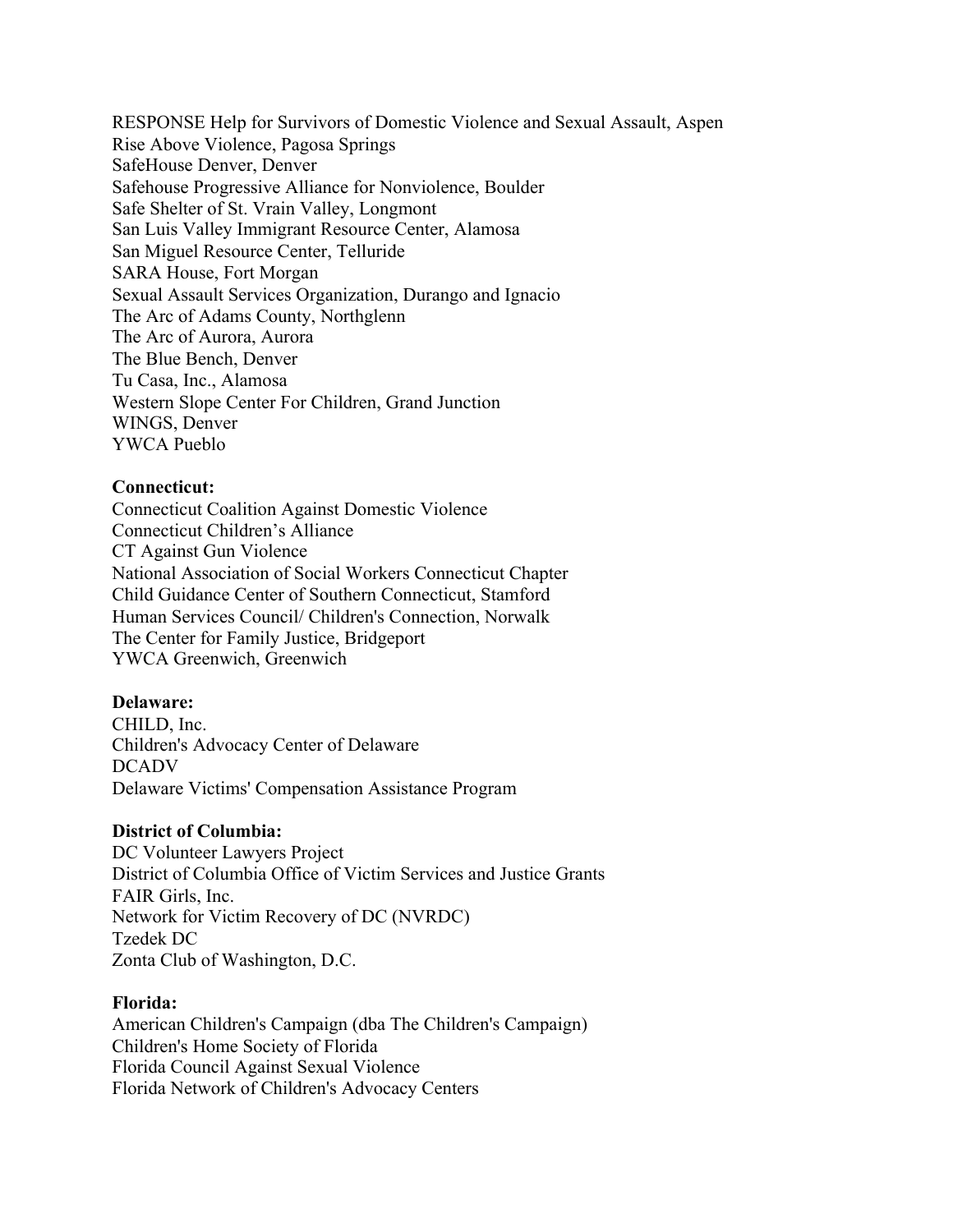RESPONSE Help for Survivors of Domestic Violence and Sexual Assault, Aspen
Rise Above Violence, Pagosa Springs
SafeHouse Denver, Denver
Safehouse Progressive Alliance for Nonviolence, Boulder
Safe Shelter of St. Vrain Valley, Longmont
San Luis Valley Immigrant Resource Center, Alamosa
San Miguel Resource Center, Telluride
SARA House, Fort Morgan
Sexual Assault Services Organization, Durango and Ignacio
The Arc of Adams County, Northglenn
The Arc of Aurora, Aurora
The Blue Bench, Denver
Tu Casa, Inc., Alamosa
Western Slope Center For Children, Grand Junction
WINGS, Denver
YWCA Pueblo

**Connecticut:**
Connecticut Coalition Against Domestic Violence
Connecticut Children's Alliance
CT Against Gun Violence
National Association of Social Workers Connecticut Chapter
Child Guidance Center of Southern Connecticut, Stamford
Human Services Council/ Children's Connection, Norwalk
The Center for Family Justice, Bridgeport
YWCA Greenwich, Greenwich

**Delaware:**
CHILD, Inc.
Children's Advocacy Center of Delaware
DCADV
Delaware Victims' Compensation Assistance Program

**District of Columbia:**
DC Volunteer Lawyers Project
District of Columbia Office of Victim Services and Justice Grants
FAIR Girls, Inc.
Network for Victim Recovery of DC (NVRDC)
Tzedek DC
Zonta Club of Washington, D.C.

**Florida:**
American Children's Campaign (dba The Children's Campaign)
Children's Home Society of Florida
Florida Council Against Sexual Violence
Florida Network of Children's Advocacy Centers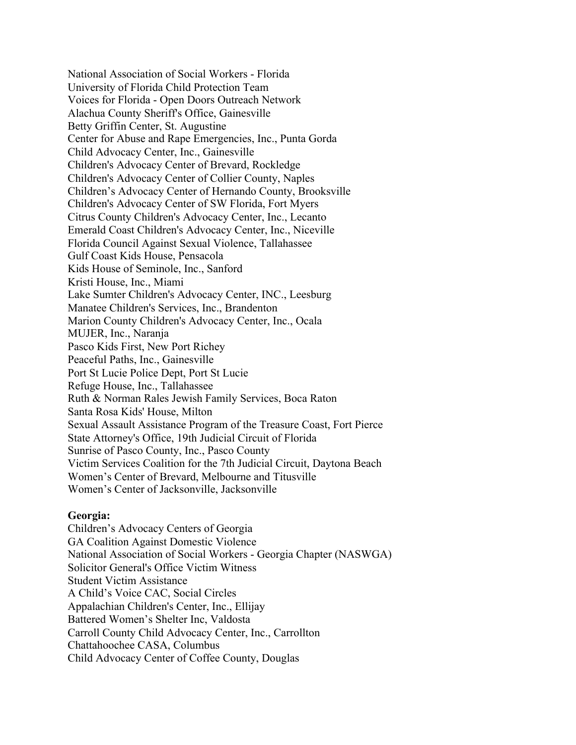National Association of Social Workers - Florida
University of Florida Child Protection Team
Voices for Florida - Open Doors Outreach Network
Alachua County Sheriff's Office, Gainesville
Betty Griffin Center, St. Augustine
Center for Abuse and Rape Emergencies, Inc., Punta Gorda
Child Advocacy Center, Inc., Gainesville
Children's Advocacy Center of Brevard, Rockledge
Children's Advocacy Center of Collier County, Naples
Children's Advocacy Center of Hernando County, Brooksville
Children's Advocacy Center of SW Florida, Fort Myers
Citrus County Children's Advocacy Center, Inc., Lecanto
Emerald Coast Children's Advocacy Center, Inc., Niceville
Florida Council Against Sexual Violence, Tallahassee
Gulf Coast Kids House, Pensacola
Kids House of Seminole, Inc., Sanford
Kristi House, Inc., Miami
Lake Sumter Children's Advocacy Center, INC., Leesburg
Manatee Children's Services, Inc., Brandenton
Marion County Children's Advocacy Center, Inc., Ocala
MUJER, Inc., Naranja
Pasco Kids First, New Port Richey
Peaceful Paths, Inc., Gainesville
Port St Lucie Police Dept, Port St Lucie
Refuge House, Inc., Tallahassee
Ruth & Norman Rales Jewish Family Services, Boca Raton
Santa Rosa Kids' House, Milton
Sexual Assault Assistance Program of the Treasure Coast, Fort Pierce
State Attorney's Office, 19th Judicial Circuit of Florida
Sunrise of Pasco County, Inc., Pasco County
Victim Services Coalition for the 7th Judicial Circuit, Daytona Beach
Women's Center of Brevard, Melbourne and Titusville
Women's Center of Jacksonville, Jacksonville

**Georgia:**
Children's Advocacy Centers of Georgia
GA Coalition Against Domestic Violence
National Association of Social Workers - Georgia Chapter (NASWGA)
Solicitor General's Office Victim Witness
Student Victim Assistance
A Child's Voice CAC, Social Circles
Appalachian Children's Center, Inc., Ellijay
Battered Women's Shelter Inc, Valdosta
Carroll County Child Advocacy Center, Inc., Carrollton
Chattahoochee CASA, Columbus
Child Advocacy Center of Coffee County, Douglas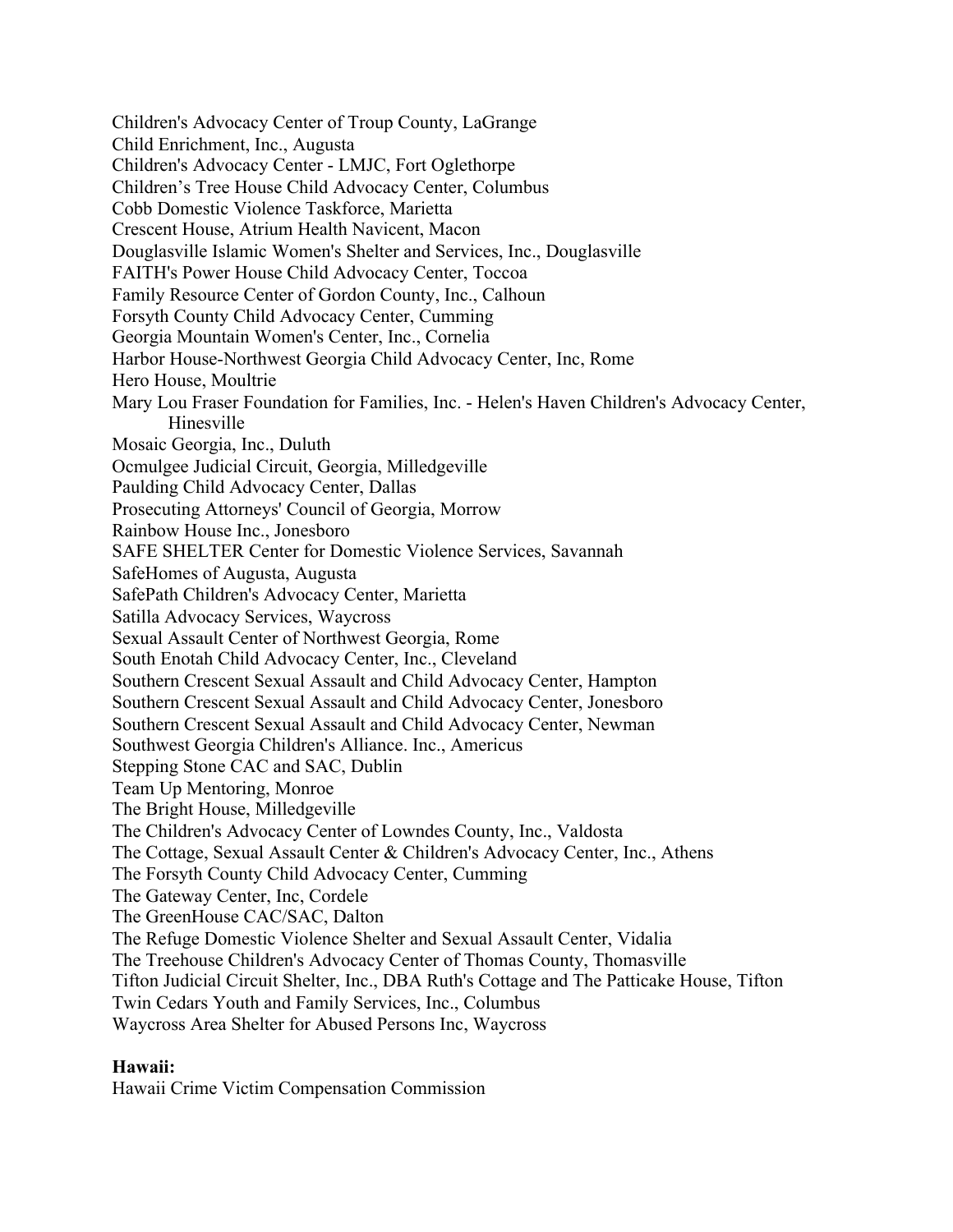Children's Advocacy Center of Troup County, LaGrange
Child Enrichment, Inc., Augusta
Children's Advocacy Center - LMJC, Fort Oglethorpe
Children’s Tree House Child Advocacy Center, Columbus
Cobb Domestic Violence Taskforce, Marietta
Crescent House, Atrium Health Navicent, Macon
Douglasville Islamic Women's Shelter and Services, Inc., Douglasville
FAITH's Power House Child Advocacy Center, Toccoa
Family Resource Center of Gordon County, Inc., Calhoun
Forsyth County Child Advocacy Center, Cumming
Georgia Mountain Women's Center, Inc., Cornelia
Harbor House-Northwest Georgia Child Advocacy Center, Inc, Rome
Hero House, Moultrie
Mary Lou Fraser Foundation for Families, Inc. - Helen's Haven Children's Advocacy Center, Hinesville
Mosaic Georgia, Inc., Duluth
Ocmulgee Judicial Circuit, Georgia, Milledgeville
Paulding Child Advocacy Center, Dallas
Prosecuting Attorneys' Council of Georgia, Morrow
Rainbow House Inc., Jonesboro
SAFE SHELTER Center for Domestic Violence Services, Savannah
SafeHomes of Augusta, Augusta
SafePath Children's Advocacy Center, Marietta
Satilla Advocacy Services, Waycross
Sexual Assault Center of Northwest Georgia, Rome
South Enotah Child Advocacy Center, Inc., Cleveland
Southern Crescent Sexual Assault and Child Advocacy Center, Hampton
Southern Crescent Sexual Assault and Child Advocacy Center, Jonesboro
Southern Crescent Sexual Assault and Child Advocacy Center, Newman
Southwest Georgia Children's Alliance. Inc., Americus
Stepping Stone CAC and SAC, Dublin
Team Up Mentoring, Monroe
The Bright House, Milledgeville
The Children's Advocacy Center of Lowndes County, Inc., Valdosta
The Cottage, Sexual Assault Center & Children's Advocacy Center, Inc., Athens
The Forsyth County Child Advocacy Center, Cumming
The Gateway Center, Inc, Cordele
The GreenHouse CAC/SAC, Dalton
The Refuge Domestic Violence Shelter and Sexual Assault Center, Vidalia
The Treehouse Children's Advocacy Center of Thomas County, Thomasville
Tifton Judicial Circuit Shelter, Inc., DBA Ruth's Cottage and The Patticake House, Tifton
Twin Cedars Youth and Family Services, Inc., Columbus
Waycross Area Shelter for Abused Persons Inc, Waycross

**Hawaii:**

Hawaii Crime Victim Compensation Commission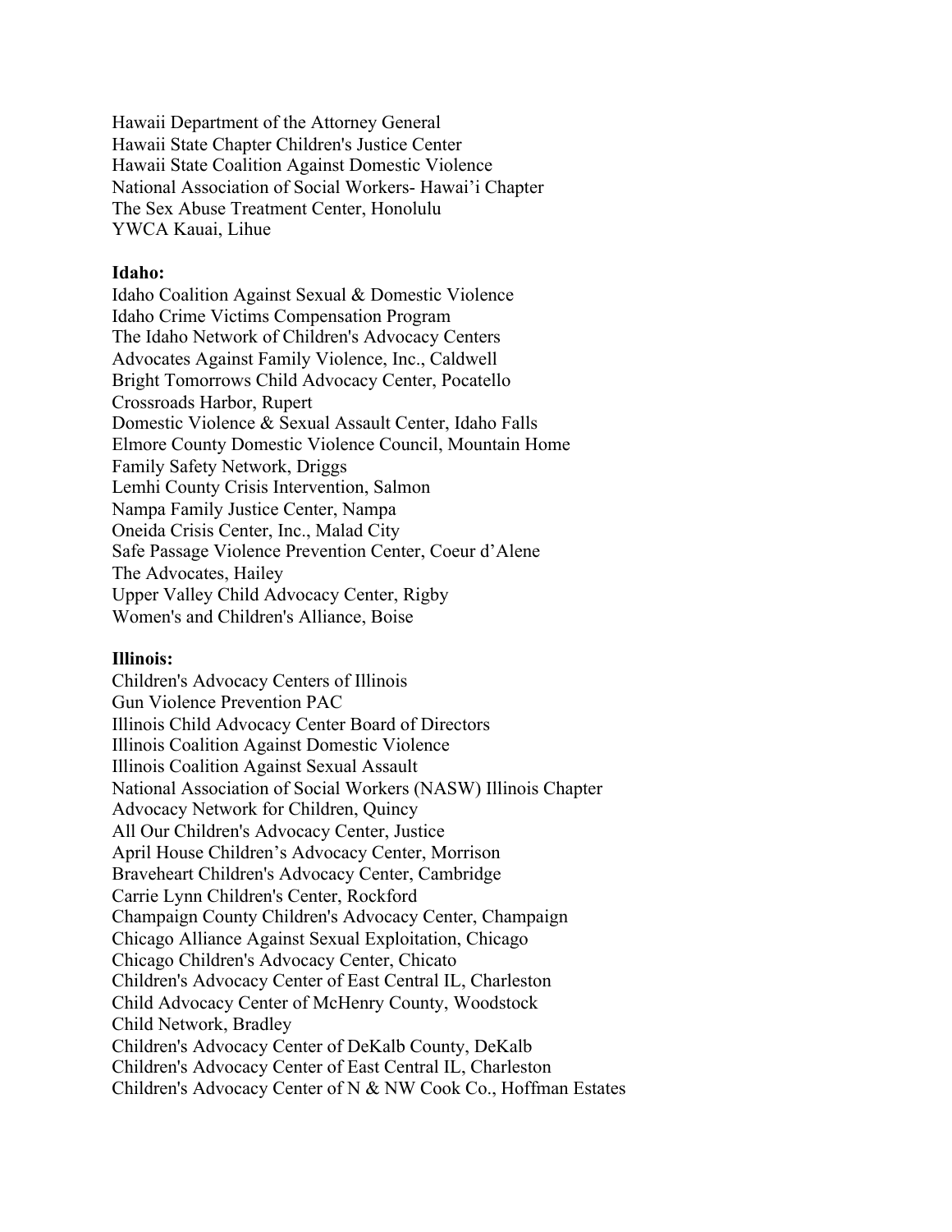Hawaii Department of the Attorney General
Hawaii State Chapter Children's Justice Center
Hawaii State Coalition Against Domestic Violence
National Association of Social Workers- Hawai'i Chapter
The Sex Abuse Treatment Center, Honolulu
YWCA Kauai, Lihue

**Idaho:**
Idaho Coalition Against Sexual & Domestic Violence
Idaho Crime Victims Compensation Program
The Idaho Network of Children's Advocacy Centers
Advocates Against Family Violence, Inc., Caldwell
Bright Tomorrows Child Advocacy Center, Pocatello
Crossroads Harbor, Rupert
Domestic Violence & Sexual Assault Center, Idaho Falls
Elmore County Domestic Violence Council, Mountain Home
Family Safety Network, Driggs
Lemhi County Crisis Intervention, Salmon
Nampa Family Justice Center, Nampa
Oneida Crisis Center, Inc., Malad City
Safe Passage Violence Prevention Center, Coeur d'Alene
The Advocates, Hailey
Upper Valley Child Advocacy Center, Rigby
Women's and Children's Alliance, Boise

**Illinois:**
Children's Advocacy Centers of Illinois
Gun Violence Prevention PAC
Illinois Child Advocacy Center Board of Directors
Illinois Coalition Against Domestic Violence
Illinois Coalition Against Sexual Assault
National Association of Social Workers (NASW) Illinois Chapter
Advocacy Network for Children, Quincy
All Our Children's Advocacy Center, Justice
April House Children's Advocacy Center, Morrison
Braveheart Children's Advocacy Center, Cambridge
Carrie Lynn Children's Center, Rockford
Champaign County Children's Advocacy Center, Champaign
Chicago Alliance Against Sexual Exploitation, Chicago
Chicago Children's Advocacy Center, Chicato
Children's Advocacy Center of East Central IL, Charleston
Child Advocacy Center of McHenry County, Woodstock
Child Network, Bradley
Children's Advocacy Center of DeKalb County, DeKalb
Children's Advocacy Center of East Central IL, Charleston
Children's Advocacy Center of N & NW Cook Co., Hoffman Estates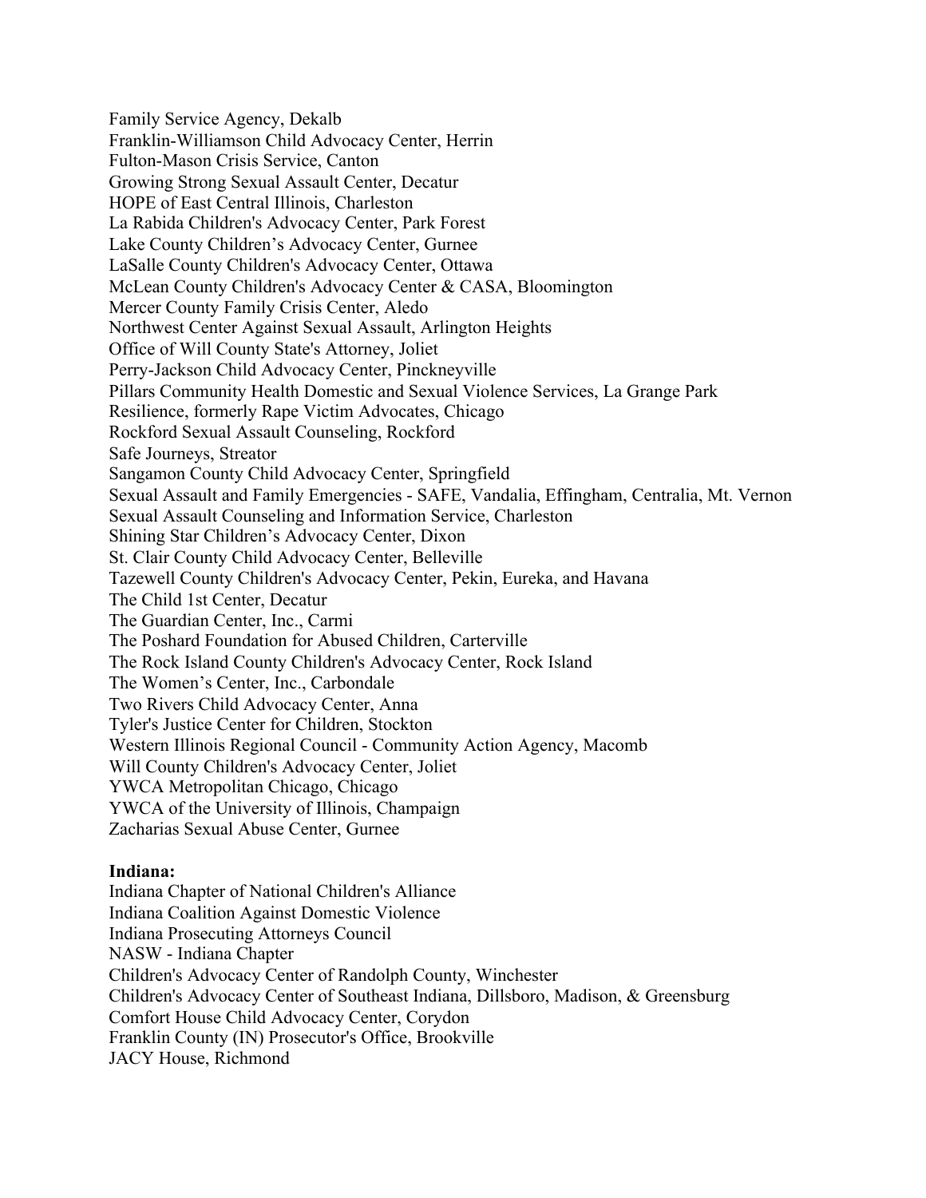Family Service Agency, Dekalb
Franklin-Williamson Child Advocacy Center, Herrin
Fulton-Mason Crisis Service, Canton
Growing Strong Sexual Assault Center, Decatur
HOPE of East Central Illinois, Charleston
La Rabida Children's Advocacy Center, Park Forest
Lake County Children’s Advocacy Center, Gurnee
LaSalle County Children's Advocacy Center, Ottawa
McLean County Children's Advocacy Center & CASA, Bloomington
Mercer County Family Crisis Center, Aledo
Northwest Center Against Sexual Assault, Arlington Heights
Office of Will County State's Attorney, Joliet
Perry-Jackson Child Advocacy Center, Pinckneyville
Pillars Community Health Domestic and Sexual Violence Services, La Grange Park
Resilience, formerly Rape Victim Advocates, Chicago
Rockford Sexual Assault Counseling, Rockford
Safe Journeys, Streator
Sangamon County Child Advocacy Center, Springfield
Sexual Assault and Family Emergencies - SAFE, Vandalia, Effingham, Centralia, Mt. Vernon
Sexual Assault Counseling and Information Service, Charleston
Shining Star Children’s Advocacy Center, Dixon
St. Clair County Child Advocacy Center, Belleville
Tazewell County Children's Advocacy Center, Pekin, Eureka, and Havana
The Child 1st Center, Decatur
The Guardian Center, Inc., Carmi
The Poshard Foundation for Abused Children, Carterville
The Rock Island County Children's Advocacy Center, Rock Island
The Women’s Center, Inc., Carbondale
Two Rivers Child Advocacy Center, Anna
Tyler's Justice Center for Children, Stockton
Western Illinois Regional Council - Community Action Agency, Macomb
Will County Children's Advocacy Center, Joliet
YWCA Metropolitan Chicago, Chicago
YWCA of the University of Illinois, Champaign
Zacharias Sexual Abuse Center, Gurnee

**Indiana:**
Indiana Chapter of National Children's Alliance
Indiana Coalition Against Domestic Violence
Indiana Prosecuting Attorneys Council
NASW - Indiana Chapter
Children's Advocacy Center of Randolph County, Winchester
Children's Advocacy Center of Southeast Indiana, Dillsboro, Madison, & Greensburg
Comfort House Child Advocacy Center, Corydon
Franklin County (IN) Prosecutor's Office, Brookville
JACY House, Richmond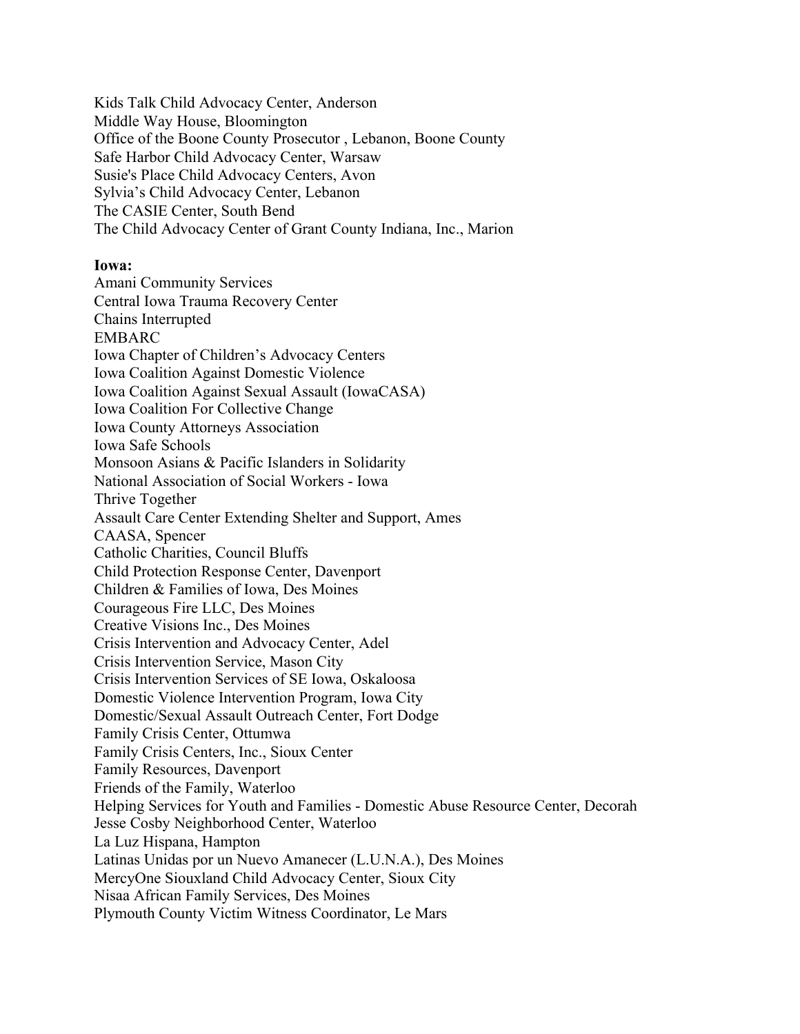Kids Talk Child Advocacy Center, Anderson
Middle Way House, Bloomington
Office of the Boone County Prosecutor , Lebanon, Boone County
Safe Harbor Child Advocacy Center, Warsaw
Susie's Place Child Advocacy Centers, Avon
Sylvia's Child Advocacy Center, Lebanon
The CASIE Center, South Bend
The Child Advocacy Center of Grant County Indiana, Inc., Marion

**Iowa:**
Amani Community Services
Central Iowa Trauma Recovery Center
Chains Interrupted
EMBARC
Iowa Chapter of Children's Advocacy Centers
Iowa Coalition Against Domestic Violence
Iowa Coalition Against Sexual Assault (IowaCASA)
Iowa Coalition For Collective Change
Iowa County Attorneys Association
Iowa Safe Schools
Monsoon Asians & Pacific Islanders in Solidarity
National Association of Social Workers - Iowa
Thrive Together
Assault Care Center Extending Shelter and Support, Ames
CAASA, Spencer
Catholic Charities, Council Bluffs
Child Protection Response Center, Davenport
Children & Families of Iowa, Des Moines
Courageous Fire LLC, Des Moines
Creative Visions Inc., Des Moines
Crisis Intervention and Advocacy Center, Adel
Crisis Intervention Service, Mason City
Crisis Intervention Services of SE Iowa, Oskaloosa
Domestic Violence Intervention Program, Iowa City
Domestic/Sexual Assault Outreach Center, Fort Dodge
Family Crisis Center, Ottumwa
Family Crisis Centers, Inc., Sioux Center
Family Resources, Davenport
Friends of the Family, Waterloo
Helping Services for Youth and Families - Domestic Abuse Resource Center, Decorah
Jesse Cosby Neighborhood Center, Waterloo
La Luz Hispana, Hampton
Latinas Unidas por un Nuevo Amanecer (L.U.N.A.), Des Moines
MercyOne Siouxland Child Advocacy Center, Sioux City
Nisaa African Family Services, Des Moines
Plymouth County Victim Witness Coordinator, Le Mars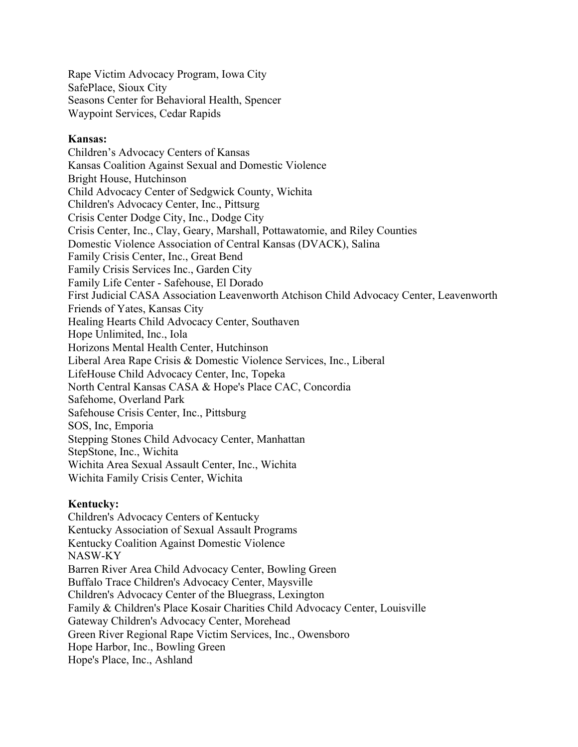Rape Victim Advocacy Program, Iowa City
SafePlace, Sioux City
Seasons Center for Behavioral Health, Spencer
Waypoint Services, Cedar Rapids

**Kansas:**
Children's Advocacy Centers of Kansas
Kansas Coalition Against Sexual and Domestic Violence
Bright House, Hutchinson
Child Advocacy Center of Sedgwick County, Wichita
Children's Advocacy Center, Inc., Pittsurg
Crisis Center Dodge City, Inc., Dodge City
Crisis Center, Inc., Clay, Geary, Marshall, Pottawatomie, and Riley Counties
Domestic Violence Association of Central Kansas (DVACK), Salina
Family Crisis Center, Inc., Great Bend
Family Crisis Services Inc., Garden City
Family Life Center - Safehouse, El Dorado
First Judicial CASA Association Leavenworth Atchison Child Advocacy Center, Leavenworth
Friends of Yates, Kansas City
Healing Hearts Child Advocacy Center, Southaven
Hope Unlimited, Inc., Iola
Horizons Mental Health Center, Hutchinson
Liberal Area Rape Crisis & Domestic Violence Services, Inc., Liberal
LifeHouse Child Advocacy Center, Inc, Topeka
North Central Kansas CASA & Hope's Place CAC, Concordia
Safehome, Overland Park
Safehouse Crisis Center, Inc., Pittsburg
SOS, Inc, Emporia
Stepping Stones Child Advocacy Center, Manhattan
StepStone, Inc., Wichita
Wichita Area Sexual Assault Center, Inc., Wichita
Wichita Family Crisis Center, Wichita

**Kentucky:**
Children's Advocacy Centers of Kentucky
Kentucky Association of Sexual Assault Programs
Kentucky Coalition Against Domestic Violence
NASW-KY
Barren River Area Child Advocacy Center, Bowling Green
Buffalo Trace Children's Advocacy Center, Maysville
Children's Advocacy Center of the Bluegrass, Lexington
Family & Children's Place Kosair Charities Child Advocacy Center, Louisville
Gateway Children's Advocacy Center, Morehead
Green River Regional Rape Victim Services, Inc., Owensboro
Hope Harbor, Inc., Bowling Green
Hope's Place, Inc., Ashland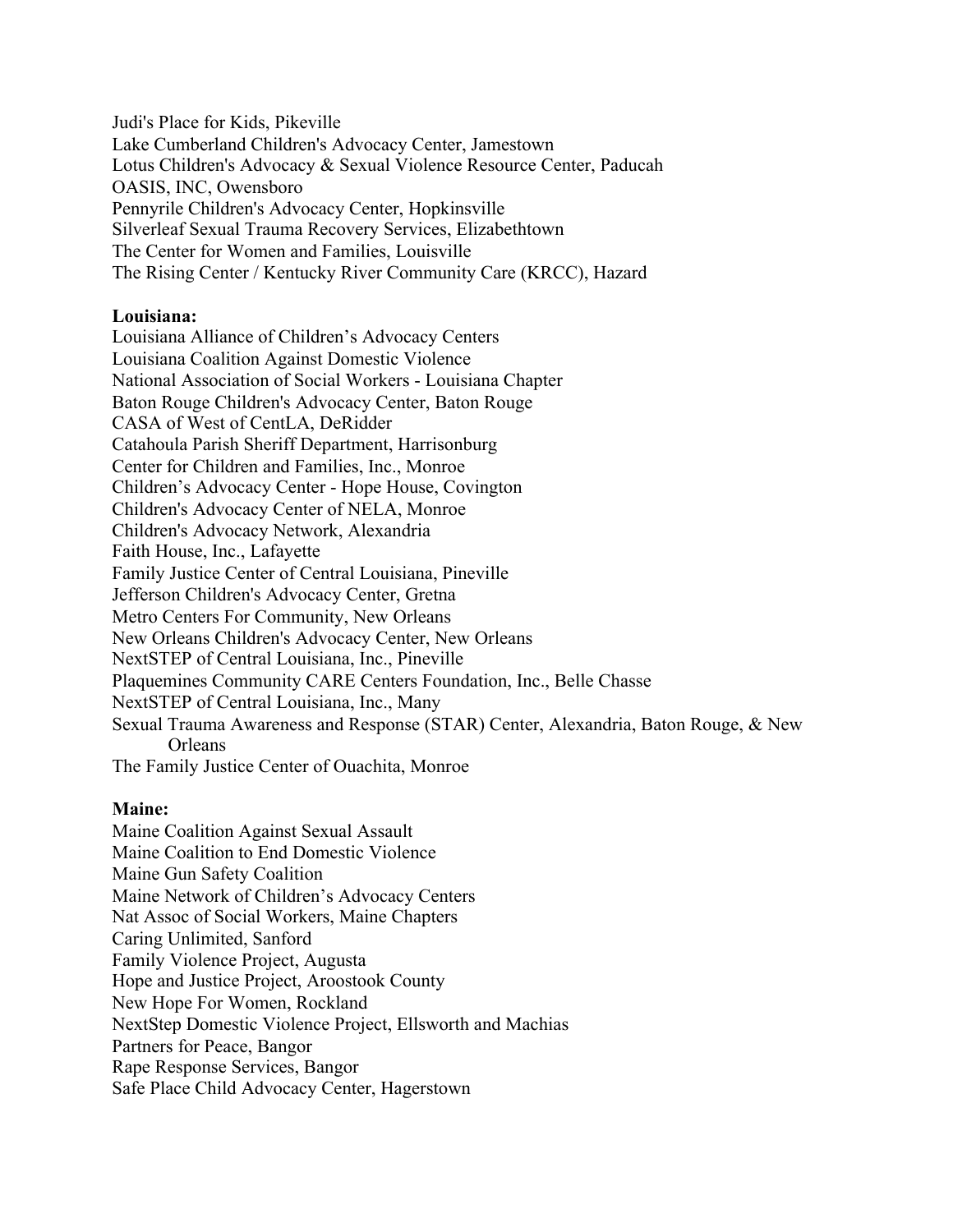Judi's Place for Kids, Pikeville
Lake Cumberland Children's Advocacy Center, Jamestown
Lotus Children's Advocacy & Sexual Violence Resource Center, Paducah
OASIS, INC, Owensboro
Pennyrile Children's Advocacy Center, Hopkinsville
Silverleaf Sexual Trauma Recovery Services, Elizabethtown
The Center for Women and Families, Louisville
The Rising Center / Kentucky River Community Care (KRCC), Hazard

**Louisiana:**
Louisiana Alliance of Children's Advocacy Centers
Louisiana Coalition Against Domestic Violence
National Association of Social Workers - Louisiana Chapter
Baton Rouge Children's Advocacy Center, Baton Rouge
CASA of West of CentLA, DeRidder
Catahoula Parish Sheriff Department, Harrisonburg
Center for Children and Families, Inc., Monroe
Children's Advocacy Center - Hope House, Covington
Children's Advocacy Center of NELA, Monroe
Children's Advocacy Network, Alexandria
Faith House, Inc., Lafayette
Family Justice Center of Central Louisiana, Pineville
Jefferson Children's Advocacy Center, Gretna
Metro Centers For Community, New Orleans
New Orleans Children's Advocacy Center, New Orleans
NextSTEP of Central Louisiana, Inc., Pineville
Plaquemines Community CARE Centers Foundation, Inc., Belle Chasse
NextSTEP of Central Louisiana, Inc., Many
Sexual Trauma Awareness and Response (STAR) Center, Alexandria, Baton Rouge, & New Orleans
The Family Justice Center of Ouachita, Monroe

**Maine:**
Maine Coalition Against Sexual Assault
Maine Coalition to End Domestic Violence
Maine Gun Safety Coalition
Maine Network of Children's Advocacy Centers
Nat Assoc of Social Workers, Maine Chapters
Caring Unlimited, Sanford
Family Violence Project, Augusta
Hope and Justice Project, Aroostook County
New Hope For Women, Rockland
NextStep Domestic Violence Project, Ellsworth and Machias
Partners for Peace, Bangor
Rape Response Services, Bangor
Safe Place Child Advocacy Center, Hagerstown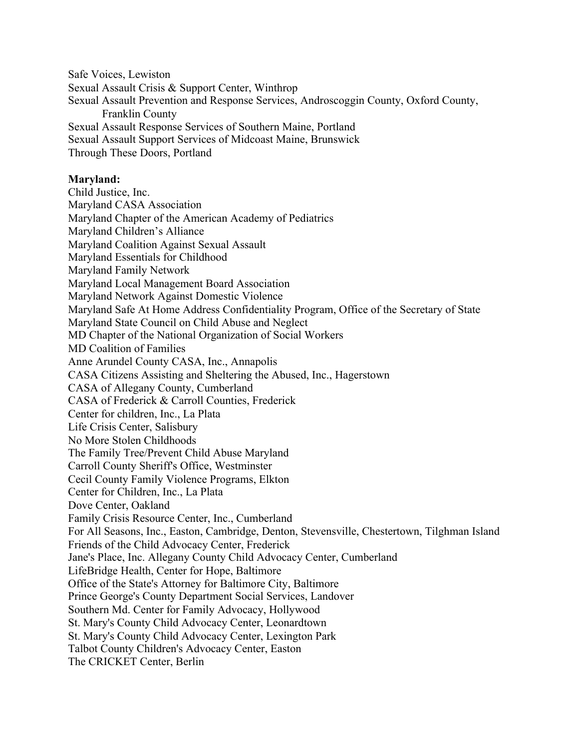Safe Voices, Lewiston
Sexual Assault Crisis & Support Center, Winthrop
Sexual Assault Prevention and Response Services, Androscoggin County, Oxford County, Franklin County
Sexual Assault Response Services of Southern Maine, Portland
Sexual Assault Support Services of Midcoast Maine, Brunswick
Through These Doors, Portland

**Maryland:**
Child Justice, Inc.
Maryland CASA Association
Maryland Chapter of the American Academy of Pediatrics
Maryland Children's Alliance
Maryland Coalition Against Sexual Assault
Maryland Essentials for Childhood
Maryland Family Network
Maryland Local Management Board Association
Maryland Network Against Domestic Violence
Maryland Safe At Home Address Confidentiality Program, Office of the Secretary of State
Maryland State Council on Child Abuse and Neglect
MD Chapter of the National Organization of Social Workers
MD Coalition of Families
Anne Arundel County CASA, Inc., Annapolis
CASA Citizens Assisting and Sheltering the Abused, Inc., Hagerstown
CASA of Allegany County, Cumberland
CASA of Frederick & Carroll Counties, Frederick
Center for children, Inc., La Plata
Life Crisis Center, Salisbury
No More Stolen Childhoods
The Family Tree/Prevent Child Abuse Maryland
Carroll County Sheriff's Office, Westminster
Cecil County Family Violence Programs, Elkton
Center for Children, Inc., La Plata
Dove Center, Oakland
Family Crisis Resource Center, Inc., Cumberland
For All Seasons, Inc., Easton, Cambridge, Denton, Stevensville, Chestertown, Tilghman Island
Friends of the Child Advocacy Center, Frederick
Jane's Place, Inc. Allegany County Child Advocacy Center, Cumberland
LifeBridge Health, Center for Hope, Baltimore
Office of the State's Attorney for Baltimore City, Baltimore
Prince George's County Department Social Services, Landover
Southern Md. Center for Family Advocacy, Hollywood
St. Mary's County Child Advocacy Center, Leonardtown
St. Mary's County Child Advocacy Center, Lexington Park
Talbot County Children's Advocacy Center, Easton
The CRICKET Center, Berlin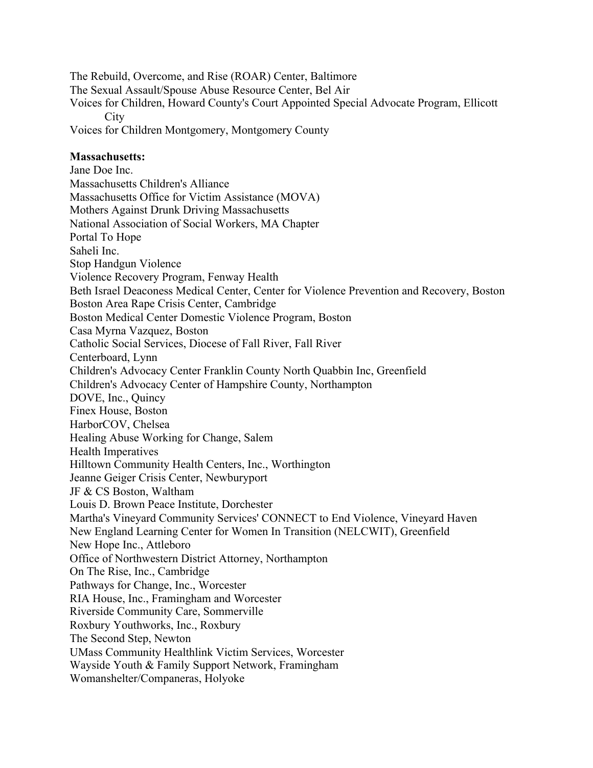The Rebuild, Overcome, and Rise (ROAR) Center, Baltimore
The Sexual Assault/Spouse Abuse Resource Center, Bel Air
Voices for Children, Howard County's Court Appointed Special Advocate Program, Ellicott City
Voices for Children Montgomery, Montgomery County

**Massachusetts:**
Jane Doe Inc.
Massachusetts Children's Alliance
Massachusetts Office for Victim Assistance (MOVA)
Mothers Against Drunk Driving Massachusetts
National Association of Social Workers, MA Chapter
Portal To Hope
Saheli Inc.
Stop Handgun Violence
Violence Recovery Program, Fenway Health
Beth Israel Deaconess Medical Center, Center for Violence Prevention and Recovery, Boston
Boston Area Rape Crisis Center, Cambridge
Boston Medical Center Domestic Violence Program, Boston
Casa Myrna Vazquez, Boston
Catholic Social Services, Diocese of Fall River, Fall River
Centerboard, Lynn
Children's Advocacy Center Franklin County North Quabbin Inc, Greenfield
Children's Advocacy Center of Hampshire County, Northampton
DOVE, Inc., Quincy
Finex House, Boston
HarborCOV, Chelsea
Healing Abuse Working for Change, Salem
Health Imperatives
Hilltown Community Health Centers, Inc., Worthington
Jeanne Geiger Crisis Center, Newburyport
JF & CS Boston, Waltham
Louis D. Brown Peace Institute, Dorchester
Martha's Vineyard Community Services' CONNECT to End Violence, Vineyard Haven
New England Learning Center for Women In Transition (NELCWIT), Greenfield
New Hope Inc., Attleboro
Office of Northwestern District Attorney, Northampton
On The Rise, Inc., Cambridge
Pathways for Change, Inc., Worcester
RIA House, Inc., Framingham and Worcester
Riverside Community Care, Sommerville
Roxbury Youthworks, Inc., Roxbury
The Second Step, Newton
UMass Community Healthlink Victim Services, Worcester
Wayside Youth & Family Support Network, Framingham
Womanshelter/Companeras, Holyoke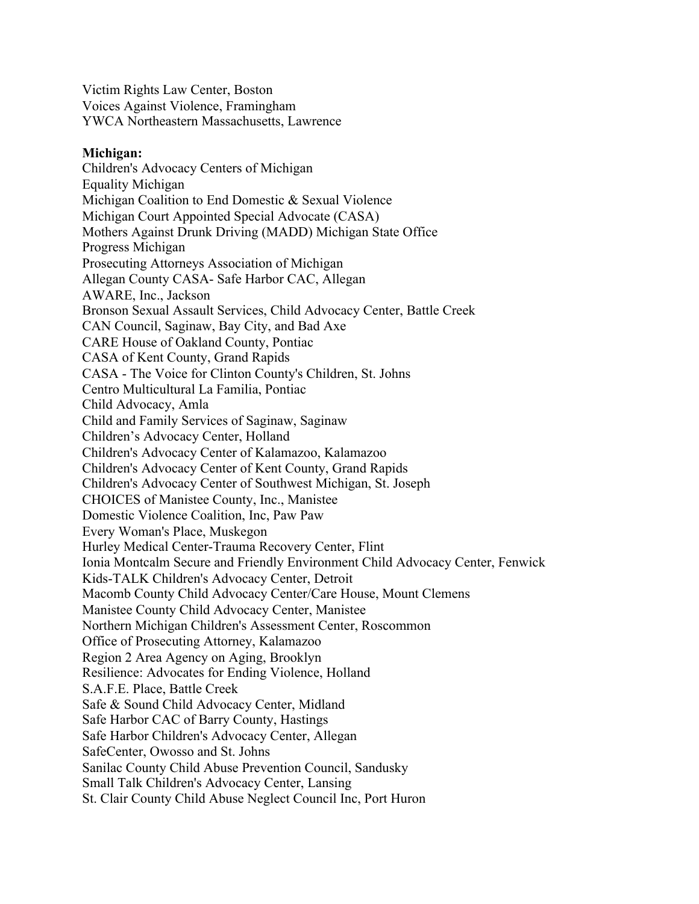Victim Rights Law Center, Boston
Voices Against Violence, Framingham
YWCA Northeastern Massachusetts, Lawrence

**Michigan:**
Children's Advocacy Centers of Michigan
Equality Michigan
Michigan Coalition to End Domestic & Sexual Violence
Michigan Court Appointed Special Advocate (CASA)
Mothers Against Drunk Driving (MADD) Michigan State Office
Progress Michigan
Prosecuting Attorneys Association of Michigan
Allegan County CASA- Safe Harbor CAC, Allegan
AWARE, Inc., Jackson
Bronson Sexual Assault Services, Child Advocacy Center, Battle Creek
CAN Council, Saginaw, Bay City, and Bad Axe
CARE House of Oakland County, Pontiac
CASA of Kent County, Grand Rapids
CASA - The Voice for Clinton County's Children, St. Johns
Centro Multicultural La Familia, Pontiac
Child Advocacy, Amla
Child and Family Services of Saginaw, Saginaw
Children's Advocacy Center, Holland
Children's Advocacy Center of Kalamazoo, Kalamazoo
Children's Advocacy Center of Kent County, Grand Rapids
Children's Advocacy Center of Southwest Michigan, St. Joseph
CHOICES of Manistee County, Inc., Manistee
Domestic Violence Coalition, Inc, Paw Paw
Every Woman's Place, Muskegon
Hurley Medical Center-Trauma Recovery Center, Flint
Ionia Montcalm Secure and Friendly Environment Child Advocacy Center, Fenwick
Kids-TALK Children's Advocacy Center, Detroit
Macomb County Child Advocacy Center/Care House, Mount Clemens
Manistee County Child Advocacy Center, Manistee
Northern Michigan Children's Assessment Center, Roscommon
Office of Prosecuting Attorney, Kalamazoo
Region 2 Area Agency on Aging, Brooklyn
Resilience: Advocates for Ending Violence, Holland
S.A.F.E. Place, Battle Creek
Safe & Sound Child Advocacy Center, Midland
Safe Harbor CAC of Barry County, Hastings
Safe Harbor Children's Advocacy Center, Allegan
SafeCenter, Owosso and St. Johns
Sanilac County Child Abuse Prevention Council, Sandusky
Small Talk Children's Advocacy Center, Lansing
St. Clair County Child Abuse Neglect Council Inc, Port Huron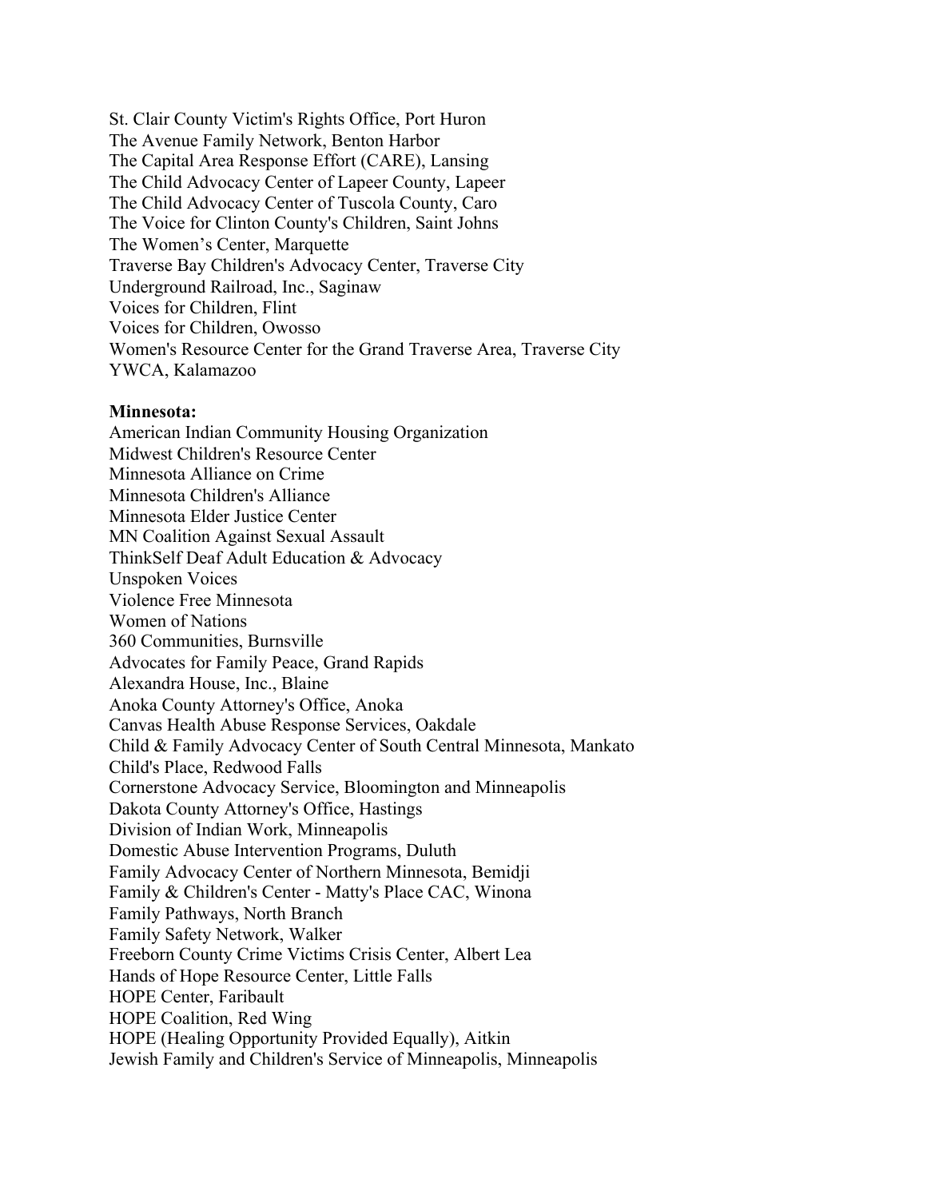St. Clair County Victim's Rights Office, Port Huron
The Avenue Family Network, Benton Harbor
The Capital Area Response Effort (CARE), Lansing
The Child Advocacy Center of Lapeer County, Lapeer
The Child Advocacy Center of Tuscola County, Caro
The Voice for Clinton County's Children, Saint Johns
The Women's Center, Marquette
Traverse Bay Children's Advocacy Center, Traverse City
Underground Railroad, Inc., Saginaw
Voices for Children, Flint
Voices for Children, Owosso
Women's Resource Center for the Grand Traverse Area, Traverse City
YWCA, Kalamazoo

**Minnesota:**
American Indian Community Housing Organization
Midwest Children's Resource Center
Minnesota Alliance on Crime
Minnesota Children's Alliance
Minnesota Elder Justice Center
MN Coalition Against Sexual Assault
ThinkSelf Deaf Adult Education & Advocacy
Unspoken Voices
Violence Free Minnesota
Women of Nations
360 Communities, Burnsville
Advocates for Family Peace, Grand Rapids
Alexandra House, Inc., Blaine
Anoka County Attorney's Office, Anoka
Canvas Health Abuse Response Services, Oakdale
Child & Family Advocacy Center of South Central Minnesota, Mankato
Child's Place, Redwood Falls
Cornerstone Advocacy Service, Bloomington and Minneapolis
Dakota County Attorney's Office, Hastings
Division of Indian Work, Minneapolis
Domestic Abuse Intervention Programs, Duluth
Family Advocacy Center of Northern Minnesota, Bemidji
Family & Children's Center - Matty's Place CAC, Winona
Family Pathways, North Branch
Family Safety Network, Walker
Freeborn County Crime Victims Crisis Center, Albert Lea
Hands of Hope Resource Center, Little Falls
HOPE Center, Faribault
HOPE Coalition, Red Wing
HOPE (Healing Opportunity Provided Equally), Aitkin
Jewish Family and Children's Service of Minneapolis, Minneapolis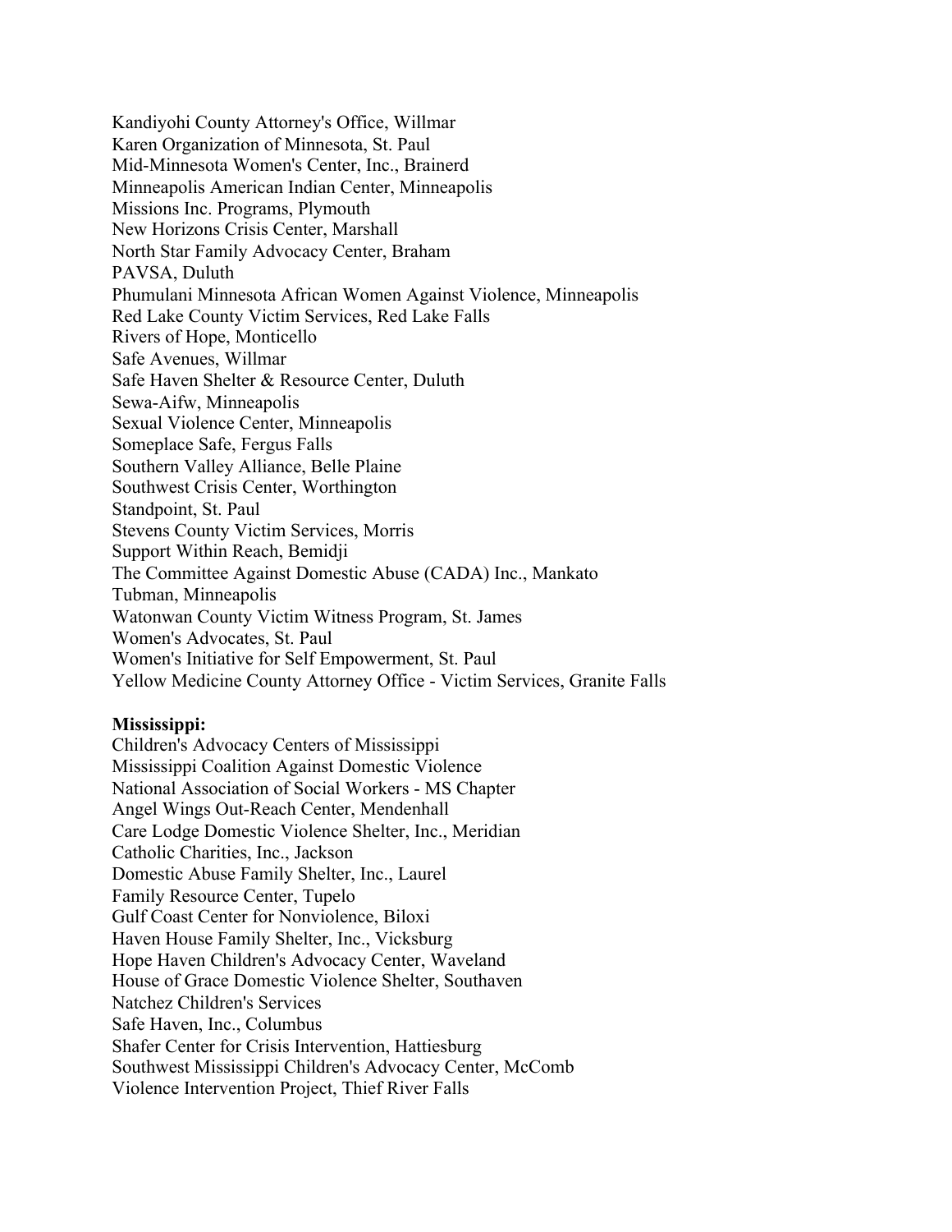Kandiyohi County Attorney's Office, Willmar
Karen Organization of Minnesota, St. Paul
Mid-Minnesota Women's Center, Inc., Brainerd
Minneapolis American Indian Center, Minneapolis
Missions Inc. Programs, Plymouth
New Horizons Crisis Center, Marshall
North Star Family Advocacy Center, Braham
PAVSA, Duluth
Phumulani Minnesota African Women Against Violence, Minneapolis
Red Lake County Victim Services, Red Lake Falls
Rivers of Hope, Monticello
Safe Avenues, Willmar
Safe Haven Shelter & Resource Center, Duluth
Sewa-Aifw, Minneapolis
Sexual Violence Center, Minneapolis
Someplace Safe, Fergus Falls
Southern Valley Alliance, Belle Plaine
Southwest Crisis Center, Worthington
Standpoint, St. Paul
Stevens County Victim Services, Morris
Support Within Reach, Bemidji
The Committee Against Domestic Abuse (CADA) Inc., Mankato
Tubman, Minneapolis
Watonwan County Victim Witness Program, St. James
Women's Advocates, St. Paul
Women's Initiative for Self Empowerment, St. Paul
Yellow Medicine County Attorney Office - Victim Services, Granite Falls

**Mississippi:**
Children's Advocacy Centers of Mississippi
Mississippi Coalition Against Domestic Violence
National Association of Social Workers - MS Chapter
Angel Wings Out-Reach Center, Mendenhall
Care Lodge Domestic Violence Shelter, Inc., Meridian
Catholic Charities, Inc., Jackson
Domestic Abuse Family Shelter, Inc., Laurel
Family Resource Center, Tupelo
Gulf Coast Center for Nonviolence, Biloxi
Haven House Family Shelter, Inc., Vicksburg
Hope Haven Children's Advocacy Center, Waveland
House of Grace Domestic Violence Shelter, Southaven
Natchez Children's Services
Safe Haven, Inc., Columbus
Shafer Center for Crisis Intervention, Hattiesburg
Southwest Mississippi Children's Advocacy Center, McComb
Violence Intervention Project, Thief River Falls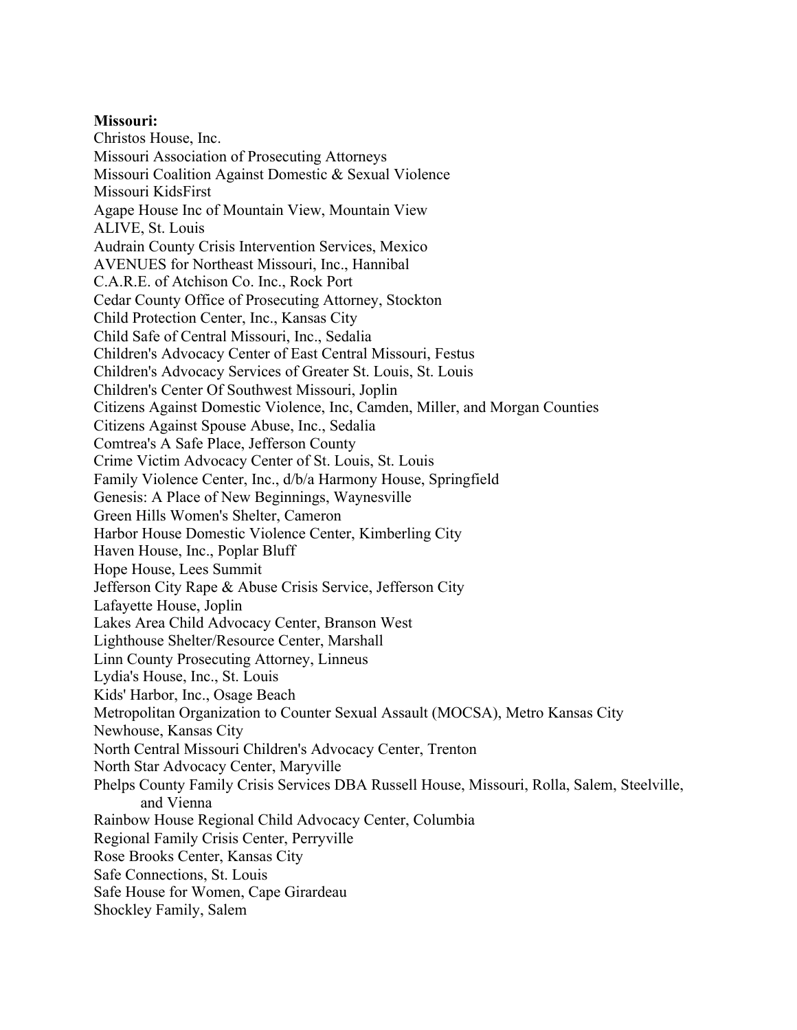**Missouri:**

Christos House, Inc.
Missouri Association of Prosecuting Attorneys
Missouri Coalition Against Domestic & Sexual Violence
Missouri KidsFirst
Agape House Inc of Mountain View, Mountain View
ALIVE, St. Louis
Audrain County Crisis Intervention Services, Mexico
AVENUES for Northeast Missouri, Inc., Hannibal
C.A.R.E. of Atchison Co. Inc., Rock Port
Cedar County Office of Prosecuting Attorney, Stockton
Child Protection Center, Inc., Kansas City
Child Safe of Central Missouri, Inc., Sedalia
Children's Advocacy Center of East Central Missouri, Festus
Children's Advocacy Services of Greater St. Louis, St. Louis
Children's Center Of Southwest Missouri, Joplin
Citizens Against Domestic Violence, Inc, Camden, Miller, and Morgan Counties
Citizens Against Spouse Abuse, Inc., Sedalia
Comtrea's A Safe Place, Jefferson County
Crime Victim Advocacy Center of St. Louis, St. Louis
Family Violence Center, Inc., d/b/a Harmony House, Springfield
Genesis: A Place of New Beginnings, Waynesville
Green Hills Women's Shelter, Cameron
Harbor House Domestic Violence Center, Kimberling City
Haven House, Inc., Poplar Bluff
Hope House, Lees Summit
Jefferson City Rape & Abuse Crisis Service, Jefferson City
Lafayette House, Joplin
Lakes Area Child Advocacy Center, Branson West
Lighthouse Shelter/Resource Center, Marshall
Linn County Prosecuting Attorney, Linneus
Lydia's House, Inc., St. Louis
Kids' Harbor, Inc., Osage Beach
Metropolitan Organization to Counter Sexual Assault (MOCSA), Metro Kansas City
Newhouse, Kansas City
North Central Missouri Children's Advocacy Center, Trenton
North Star Advocacy Center, Maryville
Phelps County Family Crisis Services DBA Russell House, Missouri, Rolla, Salem, Steelville, and Vienna
Rainbow House Regional Child Advocacy Center, Columbia
Regional Family Crisis Center, Perryville
Rose Brooks Center, Kansas City
Safe Connections, St. Louis
Safe House for Women, Cape Girardeau
Shockley Family, Salem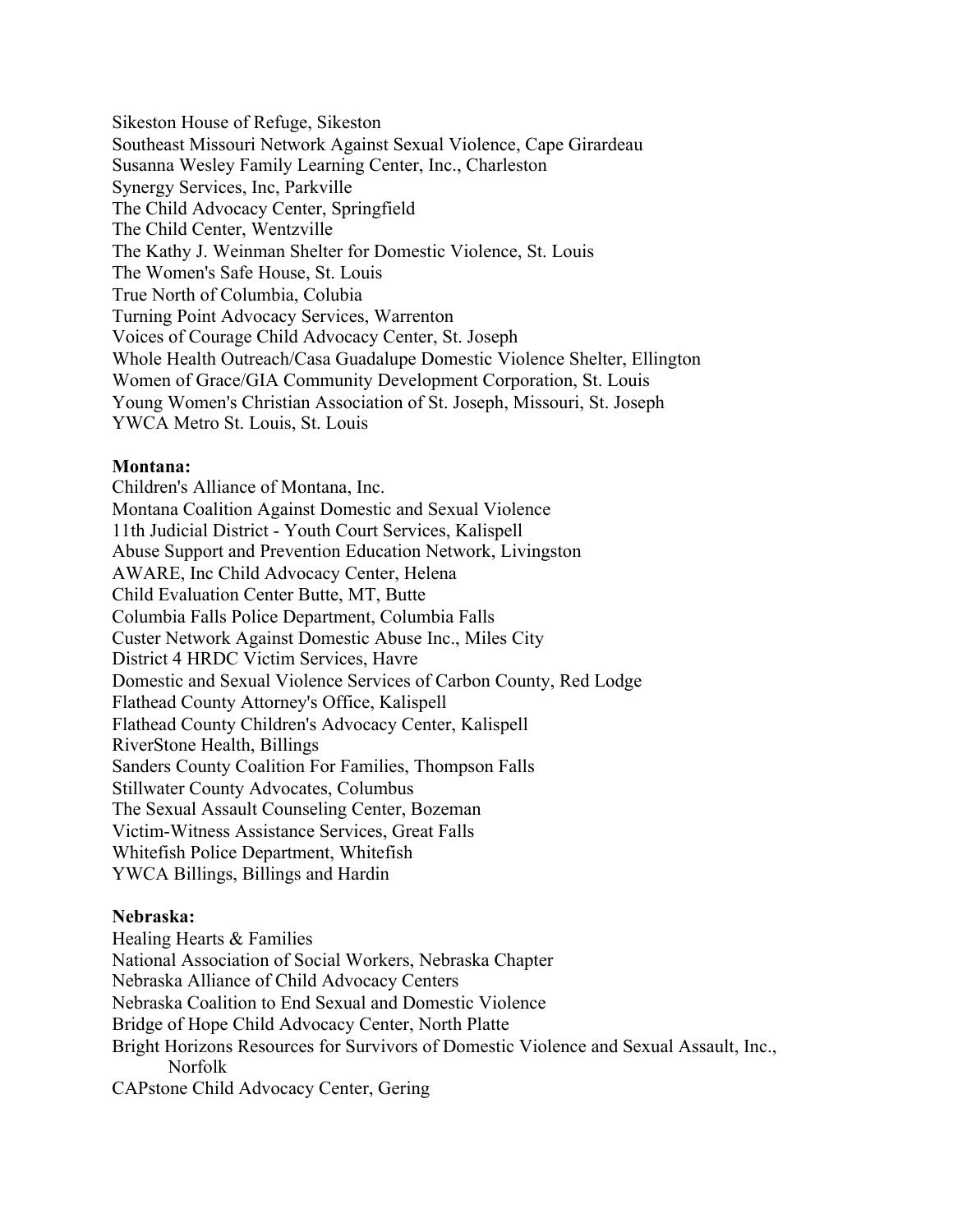Sikeston House of Refuge, Sikeston
Southeast Missouri Network Against Sexual Violence, Cape Girardeau
Susanna Wesley Family Learning Center, Inc., Charleston
Synergy Services, Inc, Parkville
The Child Advocacy Center, Springfield
The Child Center, Wentzville
The Kathy J. Weinman Shelter for Domestic Violence, St. Louis
The Women's Safe House, St. Louis
True North of Columbia, Colubia
Turning Point Advocacy Services, Warrenton
Voices of Courage Child Advocacy Center, St. Joseph
Whole Health Outreach/Casa Guadalupe Domestic Violence Shelter, Ellington
Women of Grace/GIA Community Development Corporation, St. Louis
Young Women's Christian Association of St. Joseph, Missouri, St. Joseph
YWCA Metro St. Louis, St. Louis

**Montana:**
Children's Alliance of Montana, Inc.
Montana Coalition Against Domestic and Sexual Violence
11th Judicial District - Youth Court Services, Kalispell
Abuse Support and Prevention Education Network, Livingston
AWARE, Inc Child Advocacy Center, Helena
Child Evaluation Center Butte, MT, Butte
Columbia Falls Police Department, Columbia Falls
Custer Network Against Domestic Abuse Inc., Miles City
District 4 HRDC Victim Services, Havre
Domestic and Sexual Violence Services of Carbon County, Red Lodge
Flathead County Attorney's Office, Kalispell
Flathead County Children's Advocacy Center, Kalispell
RiverStone Health, Billings
Sanders County Coalition For Families, Thompson Falls
Stillwater County Advocates, Columbus
The Sexual Assault Counseling Center, Bozeman
Victim-Witness Assistance Services, Great Falls
Whitefish Police Department, Whitefish
YWCA Billings, Billings and Hardin

**Nebraska:**
Healing Hearts & Families
National Association of Social Workers, Nebraska Chapter
Nebraska Alliance of Child Advocacy Centers
Nebraska Coalition to End Sexual and Domestic Violence
Bridge of Hope Child Advocacy Center, North Platte
Bright Horizons Resources for Survivors of Domestic Violence and Sexual Assault, Inc., Norfolk
CAPstone Child Advocacy Center, Gering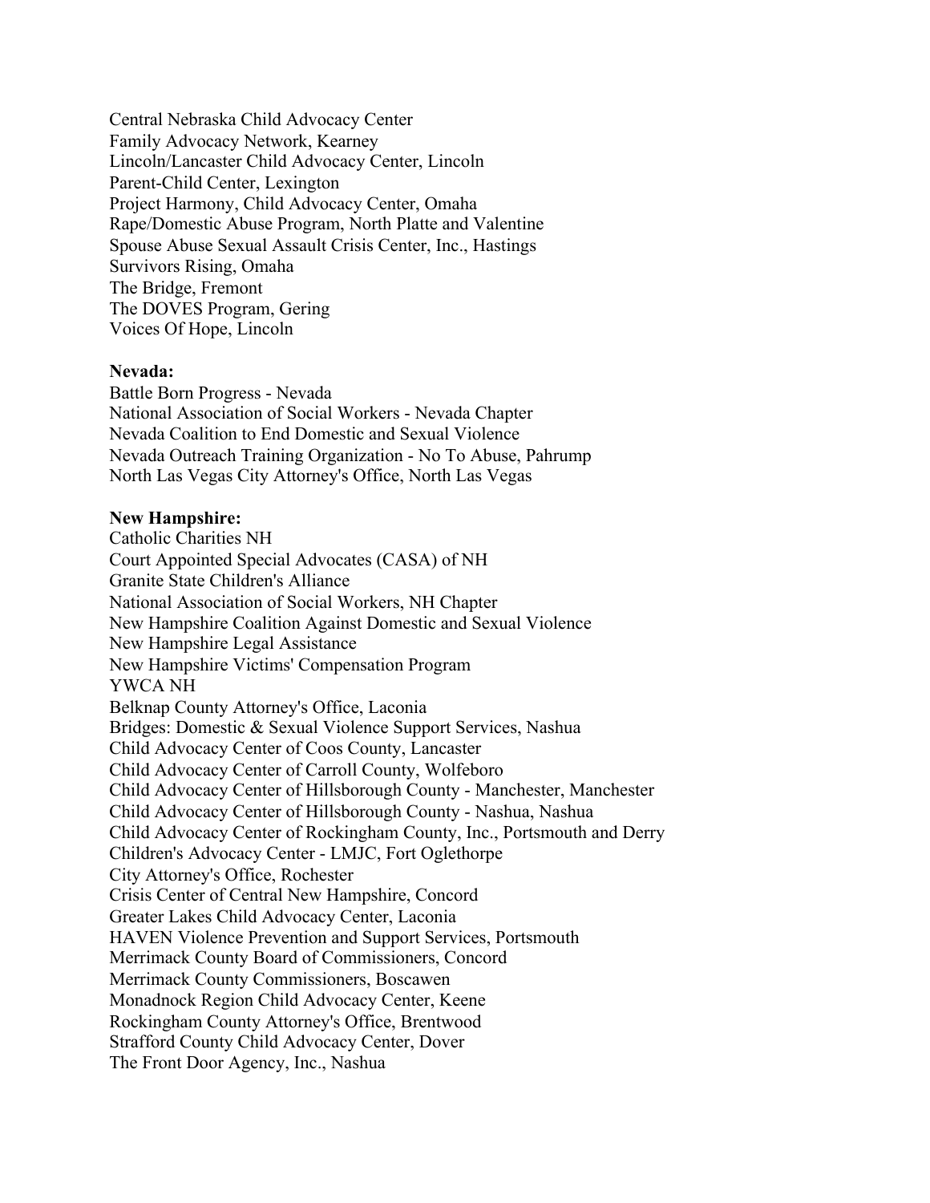Central Nebraska Child Advocacy Center
Family Advocacy Network, Kearney
Lincoln/Lancaster Child Advocacy Center, Lincoln
Parent-Child Center, Lexington
Project Harmony, Child Advocacy Center, Omaha
Rape/Domestic Abuse Program, North Platte and Valentine
Spouse Abuse Sexual Assault Crisis Center, Inc., Hastings
Survivors Rising, Omaha
The Bridge, Fremont
The DOVES Program, Gering
Voices Of Hope, Lincoln

**Nevada:**
Battle Born Progress - Nevada
National Association of Social Workers - Nevada Chapter
Nevada Coalition to End Domestic and Sexual Violence
Nevada Outreach Training Organization - No To Abuse, Pahrump
North Las Vegas City Attorney's Office, North Las Vegas

**New Hampshire:**
Catholic Charities NH
Court Appointed Special Advocates (CASA) of NH
Granite State Children's Alliance
National Association of Social Workers, NH Chapter
New Hampshire Coalition Against Domestic and Sexual Violence
New Hampshire Legal Assistance
New Hampshire Victims' Compensation Program
YWCA NH
Belknap County Attorney's Office, Laconia
Bridges: Domestic & Sexual Violence Support Services, Nashua
Child Advocacy Center of Coos County, Lancaster
Child Advocacy Center of Carroll County, Wolfeboro
Child Advocacy Center of Hillsborough County - Manchester, Manchester
Child Advocacy Center of Hillsborough County - Nashua, Nashua
Child Advocacy Center of Rockingham County, Inc., Portsmouth and Derry
Children's Advocacy Center - LMJC, Fort Oglethorpe
City Attorney's Office, Rochester
Crisis Center of Central New Hampshire, Concord
Greater Lakes Child Advocacy Center, Laconia
HAVEN Violence Prevention and Support Services, Portsmouth
Merrimack County Board of Commissioners, Concord
Merrimack County Commissioners, Boscawen
Monadnock Region Child Advocacy Center, Keene
Rockingham County Attorney's Office, Brentwood
Strafford County Child Advocacy Center, Dover
The Front Door Agency, Inc., Nashua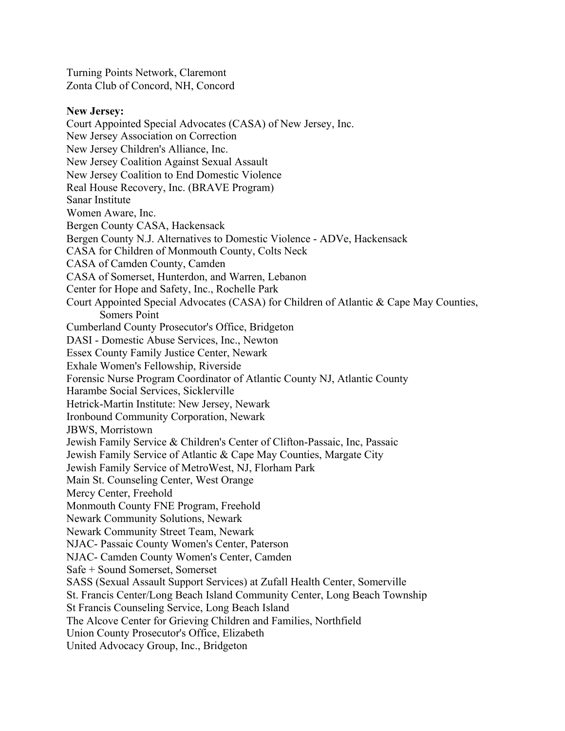Turning Points Network, Claremont
Zonta Club of Concord, NH, Concord

**New Jersey:**
Court Appointed Special Advocates (CASA) of New Jersey, Inc.
New Jersey Association on Correction
New Jersey Children's Alliance, Inc.
New Jersey Coalition Against Sexual Assault
New Jersey Coalition to End Domestic Violence
Real House Recovery, Inc. (BRAVE Program)
Sanar Institute
Women Aware, Inc.
Bergen County CASA, Hackensack
Bergen County N.J. Alternatives to Domestic Violence - ADVe, Hackensack
CASA for Children of Monmouth County, Colts Neck
CASA of Camden County, Camden
CASA of Somerset, Hunterdon, and Warren, Lebanon
Center for Hope and Safety, Inc., Rochelle Park
Court Appointed Special Advocates (CASA) for Children of Atlantic & Cape May Counties, Somers Point
Cumberland County Prosecutor's Office, Bridgeton
DASI - Domestic Abuse Services, Inc., Newton
Essex County Family Justice Center, Newark
Exhale Women's Fellowship, Riverside
Forensic Nurse Program Coordinator of Atlantic County NJ, Atlantic County
Harambe Social Services, Sicklerville
Hetrick-Martin Institute: New Jersey, Newark
Ironbound Community Corporation, Newark
JBWS, Morristown
Jewish Family Service & Children's Center of Clifton-Passaic, Inc, Passaic
Jewish Family Service of Atlantic & Cape May Counties, Margate City
Jewish Family Service of MetroWest, NJ, Florham Park
Main St. Counseling Center, West Orange
Mercy Center, Freehold
Monmouth County FNE Program, Freehold
Newark Community Solutions, Newark
Newark Community Street Team, Newark
NJAC- Passaic County Women's Center, Paterson
NJAC- Camden County Women's Center, Camden
Safe + Sound Somerset, Somerset
SASS (Sexual Assault Support Services) at Zufall Health Center, Somerville
St. Francis Center/Long Beach Island Community Center, Long Beach Township
St Francis Counseling Service, Long Beach Island
The Alcove Center for Grieving Children and Families, Northfield
Union County Prosecutor's Office, Elizabeth
United Advocacy Group, Inc., Bridgeton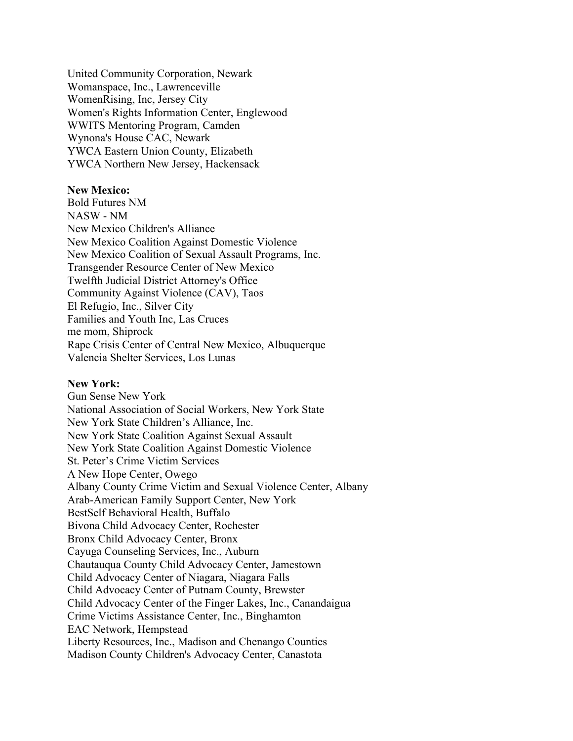United Community Corporation, Newark
Womanspace, Inc., Lawrenceville
WomenRising, Inc, Jersey City
Women's Rights Information Center, Englewood
WWITS Mentoring Program, Camden
Wynona's House CAC, Newark
YWCA Eastern Union County, Elizabeth
YWCA Northern New Jersey, Hackensack

**New Mexico:**
Bold Futures NM
NASW - NM
New Mexico Children's Alliance
New Mexico Coalition Against Domestic Violence
New Mexico Coalition of Sexual Assault Programs, Inc.
Transgender Resource Center of New Mexico
Twelfth Judicial District Attorney's Office
Community Against Violence (CAV), Taos
El Refugio, Inc., Silver City
Families and Youth Inc, Las Cruces
me mom, Shiprock
Rape Crisis Center of Central New Mexico, Albuquerque
Valencia Shelter Services, Los Lunas

**New York:**
Gun Sense New York
National Association of Social Workers, New York State
New York State Children's Alliance, Inc.
New York State Coalition Against Sexual Assault
New York State Coalition Against Domestic Violence
St. Peter's Crime Victim Services
A New Hope Center, Owego
Albany County Crime Victim and Sexual Violence Center, Albany
Arab-American Family Support Center, New York
BestSelf Behavioral Health, Buffalo
Bivona Child Advocacy Center, Rochester
Bronx Child Advocacy Center, Bronx
Cayuga Counseling Services, Inc., Auburn
Chautauqua County Child Advocacy Center, Jamestown
Child Advocacy Center of Niagara, Niagara Falls
Child Advocacy Center of Putnam County, Brewster
Child Advocacy Center of the Finger Lakes, Inc., Canandaigua
Crime Victims Assistance Center, Inc., Binghamton
EAC Network, Hempstead
Liberty Resources, Inc., Madison and Chenango Counties
Madison County Children's Advocacy Center, Canastota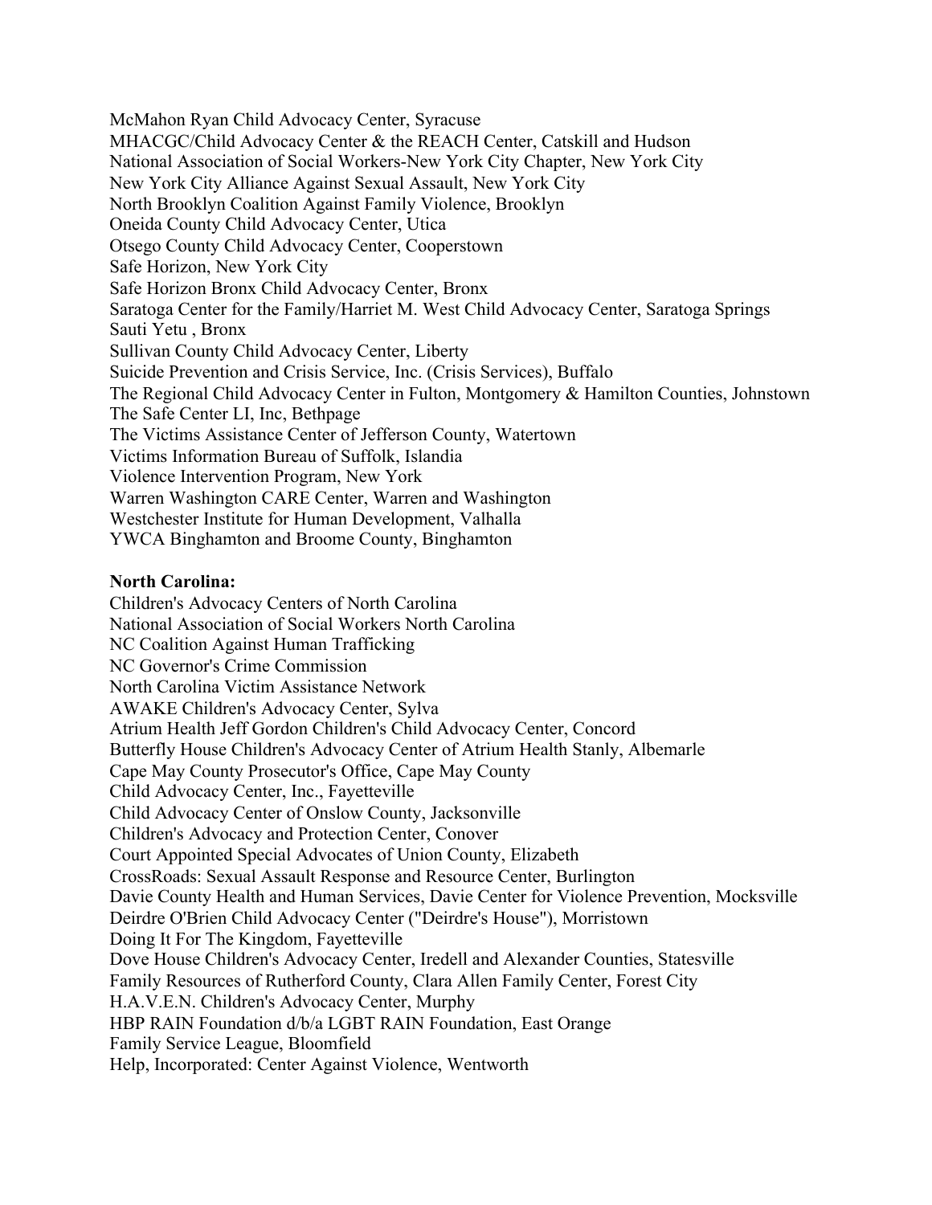McMahon Ryan Child Advocacy Center, Syracuse
MHACGC/Child Advocacy Center & the REACH Center, Catskill and Hudson
National Association of Social Workers-New York City Chapter, New York City
New York City Alliance Against Sexual Assault, New York City
North Brooklyn Coalition Against Family Violence, Brooklyn
Oneida County Child Advocacy Center, Utica
Otsego County Child Advocacy Center, Cooperstown
Safe Horizon, New York City
Safe Horizon Bronx Child Advocacy Center, Bronx
Saratoga Center for the Family/Harriet M. West Child Advocacy Center, Saratoga Springs
Sauti Yetu , Bronx
Sullivan County Child Advocacy Center, Liberty
Suicide Prevention and Crisis Service, Inc. (Crisis Services), Buffalo
The Regional Child Advocacy Center in Fulton, Montgomery & Hamilton Counties, Johnstown
The Safe Center LI, Inc, Bethpage
The Victims Assistance Center of Jefferson County, Watertown
Victims Information Bureau of Suffolk, Islandia
Violence Intervention Program, New York
Warren Washington CARE Center, Warren and Washington
Westchester Institute for Human Development, Valhalla
YWCA Binghamton and Broome County, Binghamton

**North Carolina:**

Children's Advocacy Centers of North Carolina
National Association of Social Workers North Carolina
NC Coalition Against Human Trafficking
NC Governor's Crime Commission
North Carolina Victim Assistance Network
AWAKE Children's Advocacy Center, Sylva
Atrium Health Jeff Gordon Children's Child Advocacy Center, Concord
Butterfly House Children's Advocacy Center of Atrium Health Stanly, Albemarle
Cape May County Prosecutor's Office, Cape May County
Child Advocacy Center, Inc., Fayetteville
Child Advocacy Center of Onslow County, Jacksonville
Children's Advocacy and Protection Center, Conover
Court Appointed Special Advocates of Union County, Elizabeth
CrossRoads: Sexual Assault Response and Resource Center, Burlington
Davie County Health and Human Services, Davie Center for Violence Prevention, Mocksville
Deirdre O'Brien Child Advocacy Center ("Deirdre's House"), Morristown
Doing It For The Kingdom, Fayetteville
Dove House Children's Advocacy Center, Iredell and Alexander Counties, Statesville
Family Resources of Rutherford County, Clara Allen Family Center, Forest City
H.A.V.E.N. Children's Advocacy Center, Murphy
HBP RAIN Foundation d/b/a LGBT RAIN Foundation, East Orange
Family Service League, Bloomfield
Help, Incorporated: Center Against Violence, Wentworth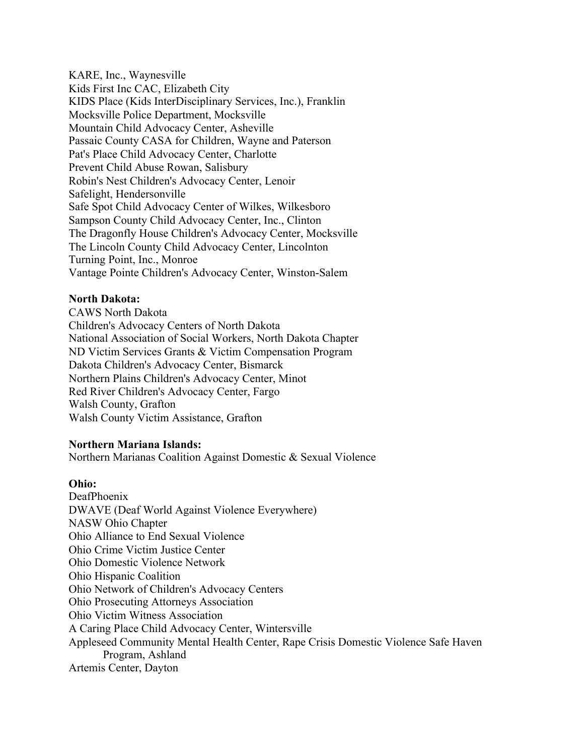KARE, Inc., Waynesville
Kids First Inc CAC, Elizabeth City
KIDS Place (Kids InterDisciplinary Services, Inc.), Franklin
Mocksville Police Department, Mocksville
Mountain Child Advocacy Center, Asheville
Passaic County CASA for Children, Wayne and Paterson
Pat's Place Child Advocacy Center, Charlotte
Prevent Child Abuse Rowan, Salisbury
Robin's Nest Children's Advocacy Center, Lenoir
Safelight, Hendersonville
Safe Spot Child Advocacy Center of Wilkes, Wilkesboro
Sampson County Child Advocacy Center, Inc., Clinton
The Dragonfly House Children's Advocacy Center, Mocksville
The Lincoln County Child Advocacy Center, Lincolnton
Turning Point, Inc., Monroe
Vantage Pointe Children's Advocacy Center, Winston-Salem

**North Dakota:**
CAWS North Dakota
Children's Advocacy Centers of North Dakota
National Association of Social Workers, North Dakota Chapter
ND Victim Services Grants & Victim Compensation Program
Dakota Children's Advocacy Center, Bismarck
Northern Plains Children's Advocacy Center, Minot
Red River Children's Advocacy Center, Fargo
Walsh County, Grafton
Walsh County Victim Assistance, Grafton

**Northern Mariana Islands:**
Northern Marianas Coalition Against Domestic & Sexual Violence

**Ohio:**
DeafPhoenix
DWAVE (Deaf World Against Violence Everywhere)
NASW Ohio Chapter
Ohio Alliance to End Sexual Violence
Ohio Crime Victim Justice Center
Ohio Domestic Violence Network
Ohio Hispanic Coalition
Ohio Network of Children's Advocacy Centers
Ohio Prosecuting Attorneys Association
Ohio Victim Witness Association
A Caring Place Child Advocacy Center, Wintersville
Appleseed Community Mental Health Center, Rape Crisis Domestic Violence Safe Haven Program, Ashland
Artemis Center, Dayton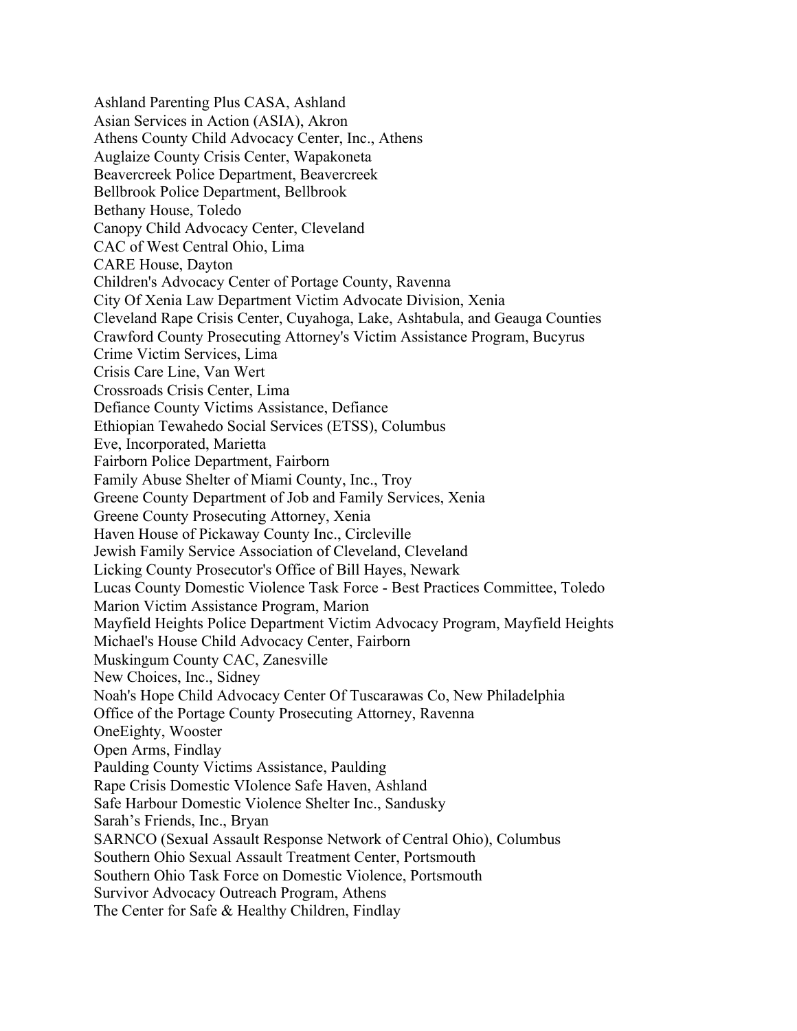Ashland Parenting Plus CASA, Ashland
Asian Services in Action (ASIA), Akron
Athens County Child Advocacy Center, Inc., Athens
Auglaize County Crisis Center, Wapakoneta
Beavercreek Police Department, Beavercreek
Bellbrook Police Department, Bellbrook
Bethany House, Toledo
Canopy Child Advocacy Center, Cleveland
CAC of West Central Ohio, Lima
CARE House, Dayton
Children's Advocacy Center of Portage County, Ravenna
City Of Xenia Law Department Victim Advocate Division, Xenia
Cleveland Rape Crisis Center, Cuyahoga, Lake, Ashtabula, and Geauga Counties
Crawford County Prosecuting Attorney's Victim Assistance Program, Bucyrus
Crime Victim Services, Lima
Crisis Care Line, Van Wert
Crossroads Crisis Center, Lima
Defiance County Victims Assistance, Defiance
Ethiopian Tewahedo Social Services (ETSS), Columbus
Eve, Incorporated, Marietta
Fairborn Police Department, Fairborn
Family Abuse Shelter of Miami County, Inc., Troy
Greene County Department of Job and Family Services, Xenia
Greene County Prosecuting Attorney, Xenia
Haven House of Pickaway County Inc., Circleville
Jewish Family Service Association of Cleveland, Cleveland
Licking County Prosecutor's Office of Bill Hayes, Newark
Lucas County Domestic Violence Task Force - Best Practices Committee, Toledo
Marion Victim Assistance Program, Marion
Mayfield Heights Police Department Victim Advocacy Program, Mayfield Heights
Michael's House Child Advocacy Center, Fairborn
Muskingum County CAC, Zanesville
New Choices, Inc., Sidney
Noah's Hope Child Advocacy Center Of Tuscarawas Co, New Philadelphia
Office of the Portage County Prosecuting Attorney, Ravenna
OneEighty, Wooster
Open Arms, Findlay
Paulding County Victims Assistance, Paulding
Rape Crisis Domestic VIolence Safe Haven, Ashland
Safe Harbour Domestic Violence Shelter Inc., Sandusky
Sarah’s Friends, Inc., Bryan
SARNCO (Sexual Assault Response Network of Central Ohio), Columbus
Southern Ohio Sexual Assault Treatment Center, Portsmouth
Southern Ohio Task Force on Domestic Violence, Portsmouth
Survivor Advocacy Outreach Program, Athens
The Center for Safe & Healthy Children, Findlay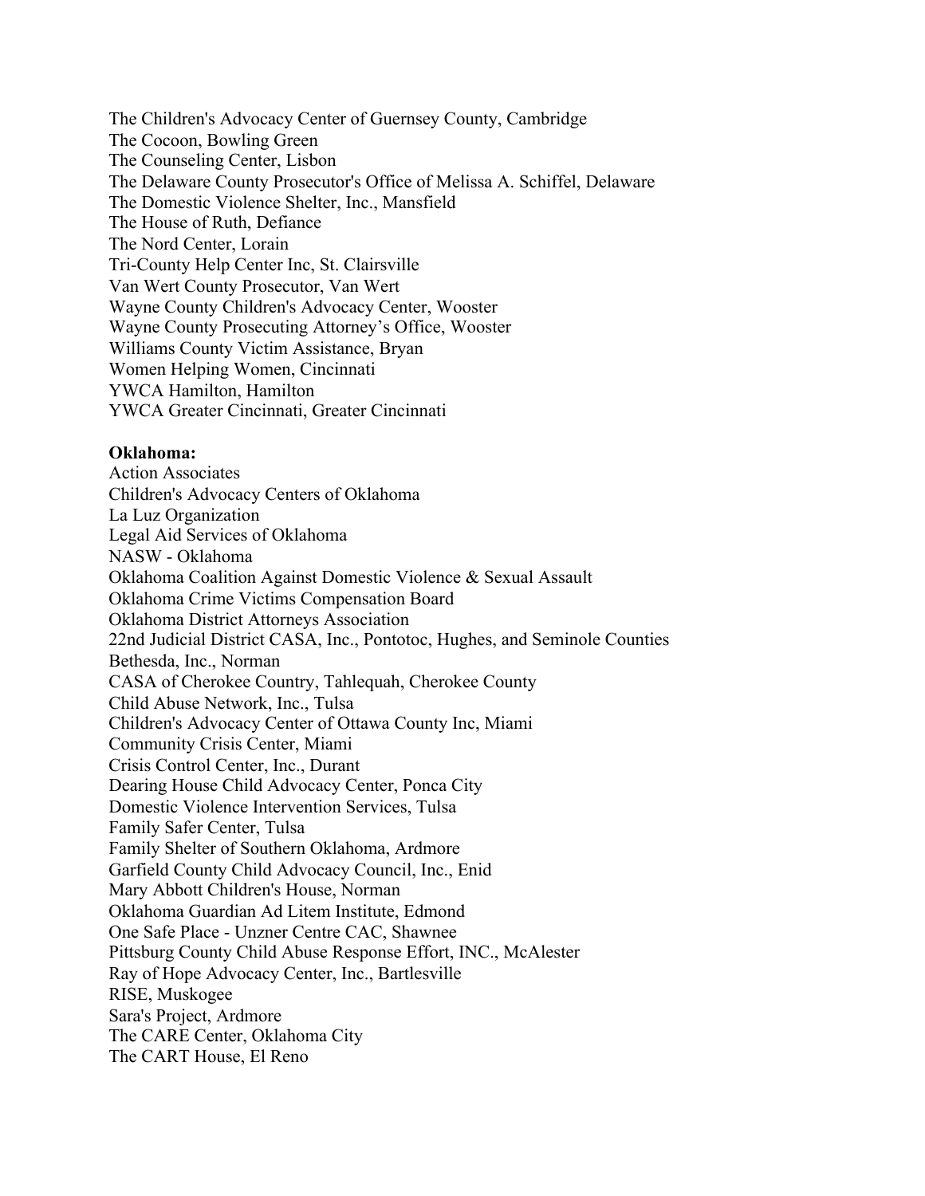The Children's Advocacy Center of Guernsey County, Cambridge
The Cocoon, Bowling Green
The Counseling Center, Lisbon
The Delaware County Prosecutor's Office of Melissa A. Schiffel, Delaware
The Domestic Violence Shelter, Inc., Mansfield
The House of Ruth, Defiance
The Nord Center, Lorain
Tri-County Help Center Inc, St. Clairsville
Van Wert County Prosecutor, Van Wert
Wayne County Children's Advocacy Center, Wooster
Wayne County Prosecuting Attorney's Office, Wooster
Williams County Victim Assistance, Bryan
Women Helping Women, Cincinnati
YWCA Hamilton, Hamilton
YWCA Greater Cincinnati, Greater Cincinnati

**Oklahoma:**
Action Associates
Children's Advocacy Centers of Oklahoma
La Luz Organization
Legal Aid Services of Oklahoma
NASW - Oklahoma
Oklahoma Coalition Against Domestic Violence & Sexual Assault
Oklahoma Crime Victims Compensation Board
Oklahoma District Attorneys Association
22nd Judicial District CASA, Inc., Pontotoc, Hughes, and Seminole Counties
Bethesda, Inc., Norman
CASA of Cherokee Country, Tahlequah, Cherokee County
Child Abuse Network, Inc., Tulsa
Children's Advocacy Center of Ottawa County Inc, Miami
Community Crisis Center, Miami
Crisis Control Center, Inc., Durant
Dearing House Child Advocacy Center, Ponca City
Domestic Violence Intervention Services, Tulsa
Family Safer Center, Tulsa
Family Shelter of Southern Oklahoma, Ardmore
Garfield County Child Advocacy Council, Inc., Enid
Mary Abbott Children's House, Norman
Oklahoma Guardian Ad Litem Institute, Edmond
One Safe Place - Unzner Centre CAC, Shawnee
Pittsburg County Child Abuse Response Effort, INC., McAlester
Ray of Hope Advocacy Center, Inc., Bartlesville
RISE, Muskogee
Sara's Project, Ardmore
The CARE Center, Oklahoma City
The CART House, El Reno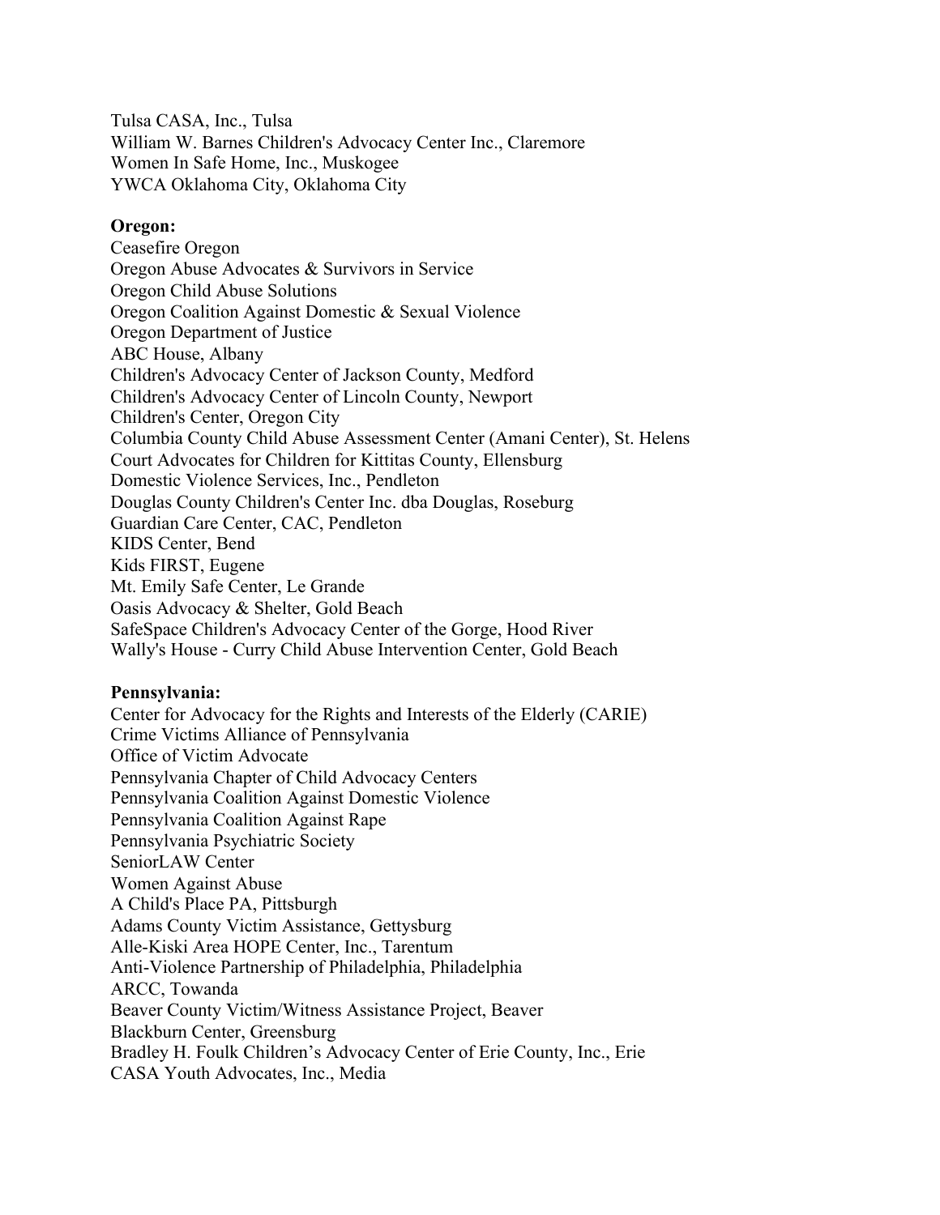Tulsa CASA, Inc., Tulsa
William W. Barnes Children's Advocacy Center Inc., Claremore
Women In Safe Home, Inc., Muskogee
YWCA Oklahoma City, Oklahoma City

**Oregon:**
Ceasefire Oregon
Oregon Abuse Advocates & Survivors in Service
Oregon Child Abuse Solutions
Oregon Coalition Against Domestic & Sexual Violence
Oregon Department of Justice
ABC House, Albany
Children's Advocacy Center of Jackson County, Medford
Children's Advocacy Center of Lincoln County, Newport
Children's Center, Oregon City
Columbia County Child Abuse Assessment Center (Amani Center), St. Helens
Court Advocates for Children for Kittitas County, Ellensburg
Domestic Violence Services, Inc., Pendleton
Douglas County Children's Center Inc. dba Douglas, Roseburg
Guardian Care Center, CAC, Pendleton
KIDS Center, Bend
Kids FIRST, Eugene
Mt. Emily Safe Center, Le Grande
Oasis Advocacy & Shelter, Gold Beach
SafeSpace Children's Advocacy Center of the Gorge, Hood River
Wally's House - Curry Child Abuse Intervention Center, Gold Beach

**Pennsylvania:**
Center for Advocacy for the Rights and Interests of the Elderly (CARIE)
Crime Victims Alliance of Pennsylvania
Office of Victim Advocate
Pennsylvania Chapter of Child Advocacy Centers
Pennsylvania Coalition Against Domestic Violence
Pennsylvania Coalition Against Rape
Pennsylvania Psychiatric Society
SeniorLAW Center
Women Against Abuse
A Child's Place PA, Pittsburgh
Adams County Victim Assistance, Gettysburg
Alle-Kiski Area HOPE Center, Inc., Tarentum
Anti-Violence Partnership of Philadelphia, Philadelphia
ARCC, Towanda
Beaver County Victim/Witness Assistance Project, Beaver
Blackburn Center, Greensburg
Bradley H. Foulk Children's Advocacy Center of Erie County, Inc., Erie
CASA Youth Advocates, Inc., Media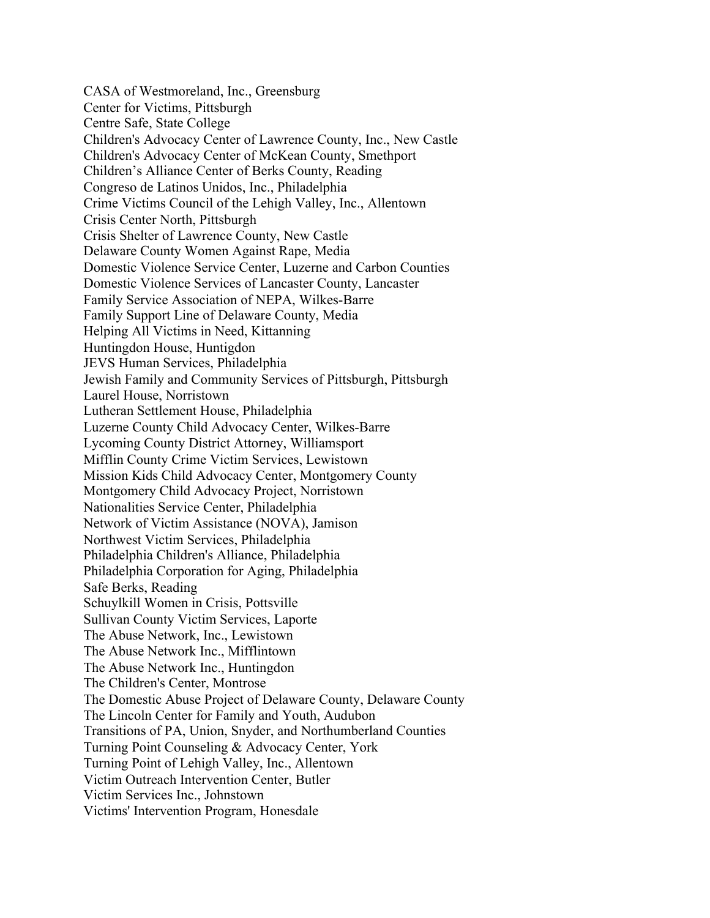CASA of Westmoreland, Inc., Greensburg
Center for Victims, Pittsburgh
Centre Safe, State College
Children's Advocacy Center of Lawrence County, Inc., New Castle
Children's Advocacy Center of McKean County, Smethport
Children’s Alliance Center of Berks County, Reading
Congreso de Latinos Unidos, Inc., Philadelphia
Crime Victims Council of the Lehigh Valley, Inc., Allentown
Crisis Center North, Pittsburgh
Crisis Shelter of Lawrence County, New Castle
Delaware County Women Against Rape, Media
Domestic Violence Service Center, Luzerne and Carbon Counties
Domestic Violence Services of Lancaster County, Lancaster
Family Service Association of NEPA, Wilkes-Barre
Family Support Line of Delaware County, Media
Helping All Victims in Need, Kittanning
Huntingdon House, Huntigdon
JEVS Human Services, Philadelphia
Jewish Family and Community Services of Pittsburgh, Pittsburgh
Laurel House, Norristown
Lutheran Settlement House, Philadelphia
Luzerne County Child Advocacy Center, Wilkes-Barre
Lycoming County District Attorney, Williamsport
Mifflin County Crime Victim Services, Lewistown
Mission Kids Child Advocacy Center, Montgomery County
Montgomery Child Advocacy Project, Norristown
Nationalities Service Center, Philadelphia
Network of Victim Assistance (NOVA), Jamison
Northwest Victim Services, Philadelphia
Philadelphia Children's Alliance, Philadelphia
Philadelphia Corporation for Aging, Philadelphia
Safe Berks, Reading
Schuylkill Women in Crisis, Pottsville
Sullivan County Victim Services, Laporte
The Abuse Network, Inc., Lewistown
The Abuse Network Inc., Mifflintown
The Abuse Network Inc., Huntingdon
The Children's Center, Montrose
The Domestic Abuse Project of Delaware County, Delaware County
The Lincoln Center for Family and Youth, Audubon
Transitions of PA, Union, Snyder, and Northumberland Counties
Turning Point Counseling & Advocacy Center, York
Turning Point of Lehigh Valley, Inc., Allentown
Victim Outreach Intervention Center, Butler
Victim Services Inc., Johnstown
Victims' Intervention Program, Honesdale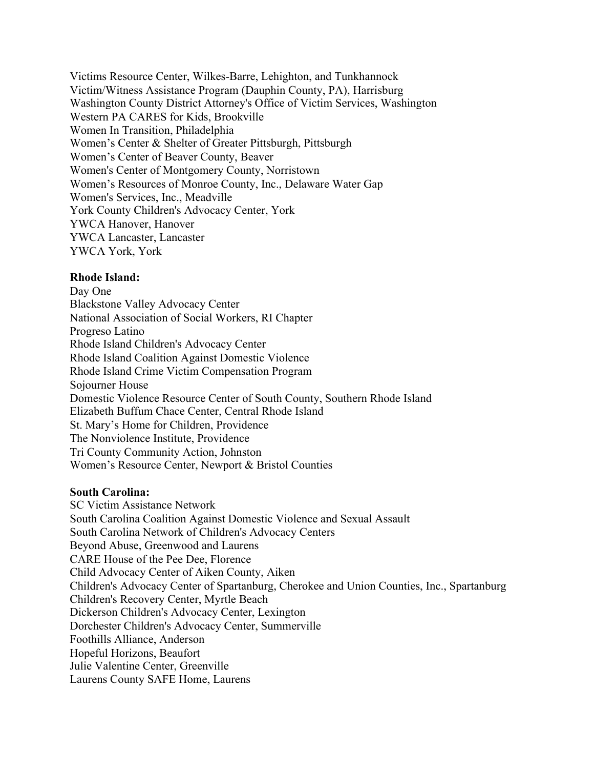Victims Resource Center, Wilkes-Barre, Lehighton, and Tunkhannock
Victim/Witness Assistance Program (Dauphin County, PA), Harrisburg
Washington County District Attorney's Office of Victim Services, Washington
Western PA CARES for Kids, Brookville
Women In Transition, Philadelphia
Women’s Center & Shelter of Greater Pittsburgh, Pittsburgh
Women’s Center of Beaver County, Beaver
Women's Center of Montgomery County, Norristown
Women’s Resources of Monroe County, Inc., Delaware Water Gap
Women's Services, Inc., Meadville
York County Children's Advocacy Center, York
YWCA Hanover, Hanover
YWCA Lancaster, Lancaster
YWCA York, York

**Rhode Island:**
Day One
Blackstone Valley Advocacy Center
National Association of Social Workers, RI Chapter
Progreso Latino
Rhode Island Children's Advocacy Center
Rhode Island Coalition Against Domestic Violence
Rhode Island Crime Victim Compensation Program
Sojourner House
Domestic Violence Resource Center of South County, Southern Rhode Island
Elizabeth Buffum Chace Center, Central Rhode Island
St. Mary’s Home for Children, Providence
The Nonviolence Institute, Providence
Tri County Community Action, Johnston
Women’s Resource Center, Newport & Bristol Counties

**South Carolina:**
SC Victim Assistance Network
South Carolina Coalition Against Domestic Violence and Sexual Assault
South Carolina Network of Children's Advocacy Centers
Beyond Abuse, Greenwood and Laurens
CARE House of the Pee Dee, Florence
Child Advocacy Center of Aiken County, Aiken
Children's Advocacy Center of Spartanburg, Cherokee and Union Counties, Inc., Spartanburg
Children's Recovery Center, Myrtle Beach
Dickerson Children's Advocacy Center, Lexington
Dorchester Children's Advocacy Center, Summerville
Foothills Alliance, Anderson
Hopeful Horizons, Beaufort
Julie Valentine Center, Greenville
Laurens County SAFE Home, Laurens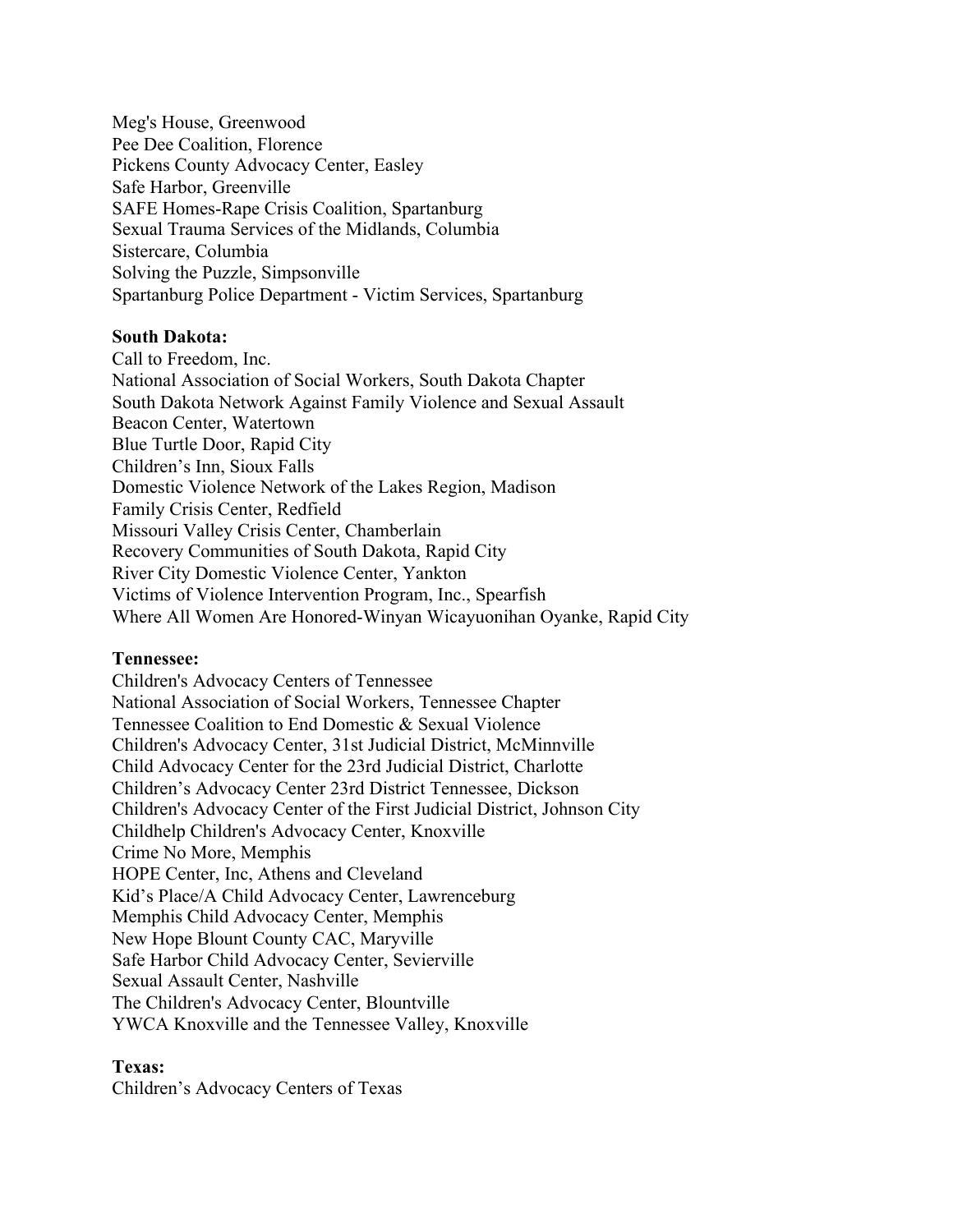Meg's House, Greenwood
Pee Dee Coalition, Florence
Pickens County Advocacy Center, Easley
Safe Harbor, Greenville
SAFE Homes-Rape Crisis Coalition, Spartanburg
Sexual Trauma Services of the Midlands, Columbia
Sistercare, Columbia
Solving the Puzzle, Simpsonville
Spartanburg Police Department - Victim Services, Spartanburg

**South Dakota:**
Call to Freedom, Inc.
National Association of Social Workers, South Dakota Chapter
South Dakota Network Against Family Violence and Sexual Assault
Beacon Center, Watertown
Blue Turtle Door, Rapid City
Children's Inn, Sioux Falls
Domestic Violence Network of the Lakes Region, Madison
Family Crisis Center, Redfield
Missouri Valley Crisis Center, Chamberlain
Recovery Communities of South Dakota, Rapid City
River City Domestic Violence Center, Yankton
Victims of Violence Intervention Program, Inc., Spearfish
Where All Women Are Honored-Winyan Wicayuonihan Oyanke, Rapid City

**Tennessee:**
Children's Advocacy Centers of Tennessee
National Association of Social Workers, Tennessee Chapter
Tennessee Coalition to End Domestic & Sexual Violence
Children's Advocacy Center, 31st Judicial District, McMinnville
Child Advocacy Center for the 23rd Judicial District, Charlotte
Children's Advocacy Center 23rd District Tennessee, Dickson
Children's Advocacy Center of the First Judicial District, Johnson City
Childhelp Children's Advocacy Center, Knoxville
Crime No More, Memphis
HOPE Center, Inc, Athens and Cleveland
Kid's Place/A Child Advocacy Center, Lawrenceburg
Memphis Child Advocacy Center, Memphis
New Hope Blount County CAC, Maryville
Safe Harbor Child Advocacy Center, Sevierville
Sexual Assault Center, Nashville
The Children's Advocacy Center, Blountville
YWCA Knoxville and the Tennessee Valley, Knoxville

**Texas:**
Children's Advocacy Centers of Texas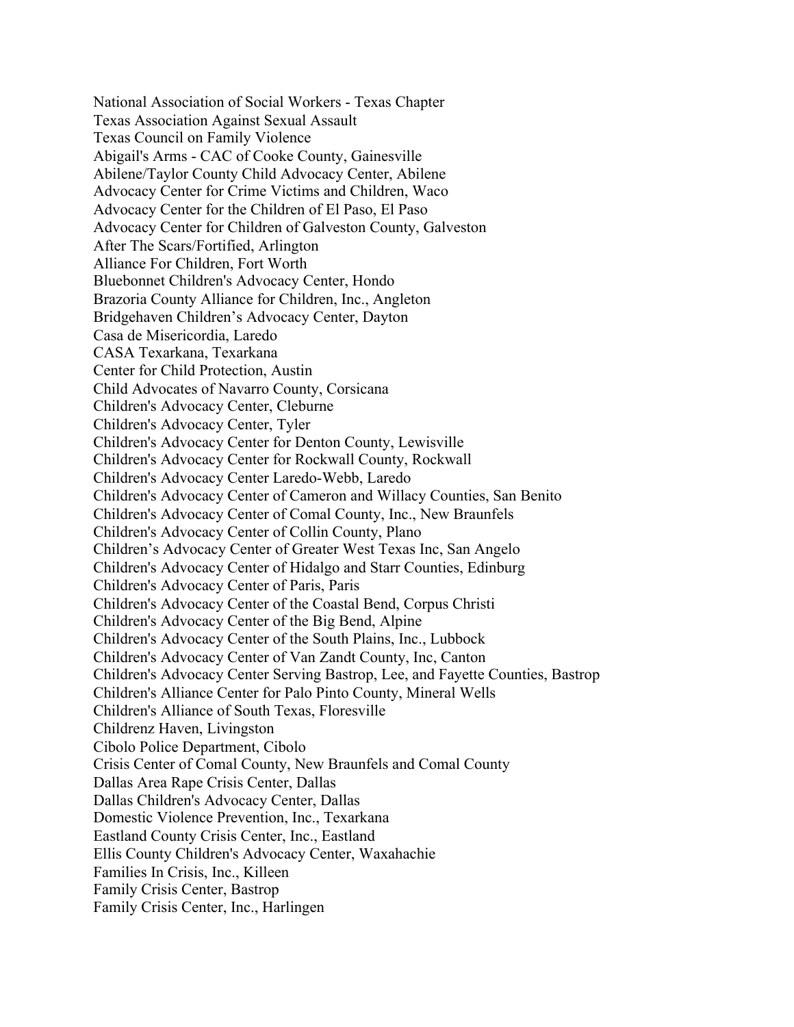National Association of Social Workers - Texas Chapter
Texas Association Against Sexual Assault
Texas Council on Family Violence
Abigail's Arms - CAC of Cooke County, Gainesville
Abilene/Taylor County Child Advocacy Center, Abilene
Advocacy Center for Crime Victims and Children, Waco
Advocacy Center for the Children of El Paso, El Paso
Advocacy Center for Children of Galveston County, Galveston
After The Scars/Fortified, Arlington
Alliance For Children, Fort Worth
Bluebonnet Children's Advocacy Center, Hondo
Brazoria County Alliance for Children, Inc., Angleton
Bridgehaven Children's Advocacy Center, Dayton
Casa de Misericordia, Laredo
CASA Texarkana, Texarkana
Center for Child Protection, Austin
Child Advocates of Navarro County, Corsicana
Children's Advocacy Center, Cleburne
Children's Advocacy Center, Tyler
Children's Advocacy Center for Denton County, Lewisville
Children's Advocacy Center for Rockwall County, Rockwall
Children's Advocacy Center Laredo-Webb, Laredo
Children's Advocacy Center of Cameron and Willacy Counties, San Benito
Children's Advocacy Center of Comal County, Inc., New Braunfels
Children's Advocacy Center of Collin County, Plano
Children's Advocacy Center of Greater West Texas Inc, San Angelo
Children's Advocacy Center of Hidalgo and Starr Counties, Edinburg
Children's Advocacy Center of Paris, Paris
Children's Advocacy Center of the Coastal Bend, Corpus Christi
Children's Advocacy Center of the Big Bend, Alpine
Children's Advocacy Center of the South Plains, Inc., Lubbock
Children's Advocacy Center of Van Zandt County, Inc, Canton
Children's Advocacy Center Serving Bastrop, Lee, and Fayette Counties, Bastrop
Children's Alliance Center for Palo Pinto County, Mineral Wells
Children's Alliance of South Texas, Floresville
Childrenz Haven, Livingston
Cibolo Police Department, Cibolo
Crisis Center of Comal County, New Braunfels and Comal County
Dallas Area Rape Crisis Center, Dallas
Dallas Children's Advocacy Center, Dallas
Domestic Violence Prevention, Inc., Texarkana
Eastland County Crisis Center, Inc., Eastland
Ellis County Children's Advocacy Center, Waxahachie
Families In Crisis, Inc., Killeen
Family Crisis Center, Bastrop
Family Crisis Center, Inc., Harlingen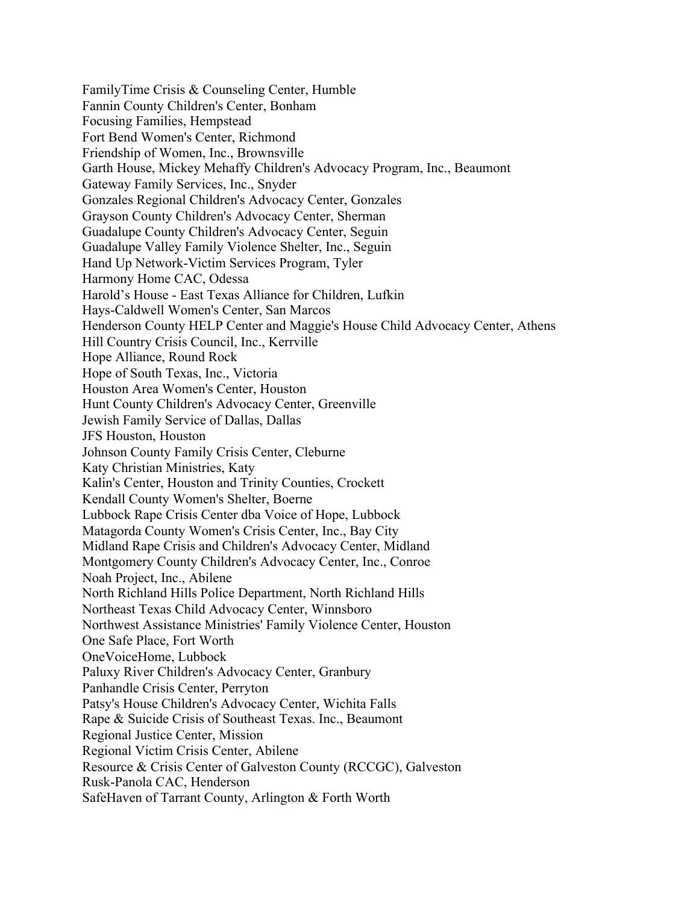FamilyTime Crisis & Counseling Center, Humble
Fannin County Children's Center, Bonham
Focusing Families, Hempstead
Fort Bend Women's Center, Richmond
Friendship of Women, Inc., Brownsville
Garth House, Mickey Mehaffy Children's Advocacy Program, Inc., Beaumont
Gateway Family Services, Inc., Snyder
Gonzales Regional Children's Advocacy Center, Gonzales
Grayson County Children's Advocacy Center, Sherman
Guadalupe County Children's Advocacy Center, Seguin
Guadalupe Valley Family Violence Shelter, Inc., Seguin
Hand Up Network-Victim Services Program, Tyler
Harmony Home CAC, Odessa
Harold's House - East Texas Alliance for Children, Lufkin
Hays-Caldwell Women's Center, San Marcos
Henderson County HELP Center and Maggie's House Child Advocacy Center, Athens
Hill Country Crisis Council, Inc., Kerrville
Hope Alliance, Round Rock
Hope of South Texas, Inc., Victoria
Houston Area Women's Center, Houston
Hunt County Children's Advocacy Center, Greenville
Jewish Family Service of Dallas, Dallas
JFS Houston, Houston
Johnson County Family Crisis Center, Cleburne
Katy Christian Ministries, Katy
Kalin's Center, Houston and Trinity Counties, Crockett
Kendall County Women's Shelter, Boerne
Lubbock Rape Crisis Center dba Voice of Hope, Lubbock
Matagorda County Women's Crisis Center, Inc., Bay City
Midland Rape Crisis and Children's Advocacy Center, Midland
Montgomery County Children's Advocacy Center, Inc., Conroe
Noah Project, Inc., Abilene
North Richland Hills Police Department, North Richland Hills
Northeast Texas Child Advocacy Center, Winnsboro
Northwest Assistance Ministries' Family Violence Center, Houston
One Safe Place, Fort Worth
OneVoiceHome, Lubbock
Paluxy River Children's Advocacy Center, Granbury
Panhandle Crisis Center, Perryton
Patsy's House Children's Advocacy Center, Wichita Falls
Rape & Suicide Crisis of Southeast Texas. Inc., Beaumont
Regional Justice Center, Mission
Regional Victim Crisis Center, Abilene
Resource & Crisis Center of Galveston County (RCCGC), Galveston
Rusk-Panola CAC, Henderson
SafeHaven of Tarrant County, Arlington & Forth Worth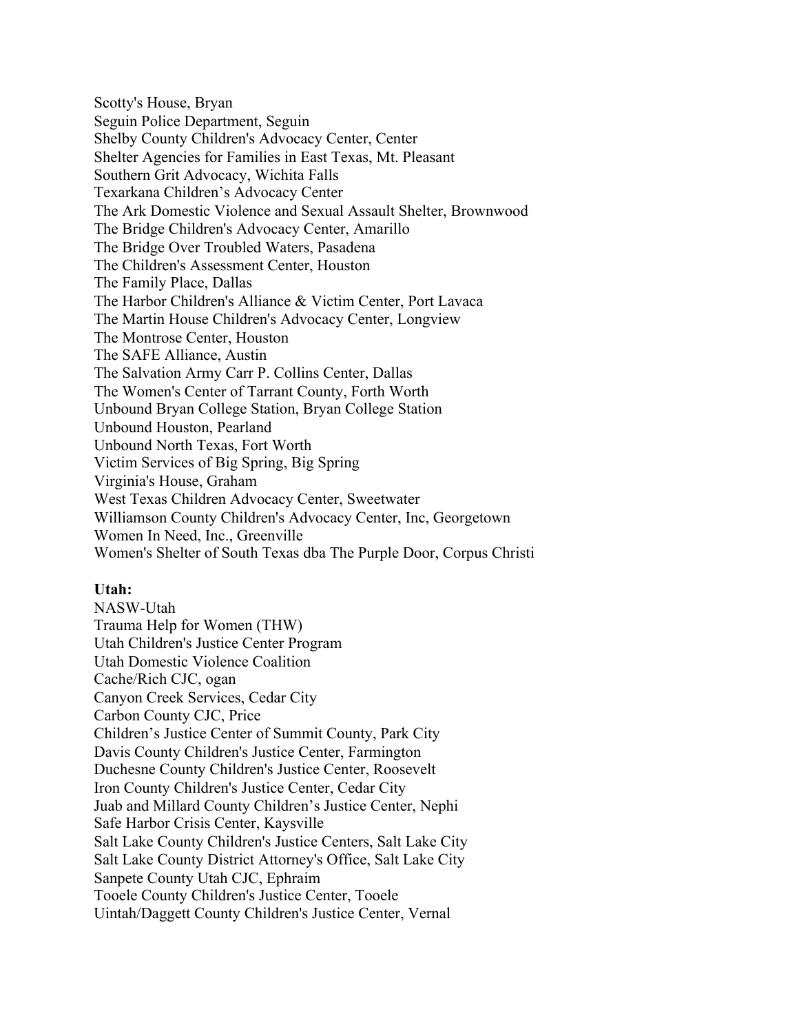Scotty's House, Bryan
Seguin Police Department, Seguin
Shelby County Children's Advocacy Center, Center
Shelter Agencies for Families in East Texas, Mt. Pleasant
Southern Grit Advocacy, Wichita Falls
Texarkana Children's Advocacy Center
The Ark Domestic Violence and Sexual Assault Shelter, Brownwood
The Bridge Children's Advocacy Center, Amarillo
The Bridge Over Troubled Waters, Pasadena
The Children's Assessment Center, Houston
The Family Place, Dallas
The Harbor Children's Alliance & Victim Center, Port Lavaca
The Martin House Children's Advocacy Center, Longview
The Montrose Center, Houston
The SAFE Alliance, Austin
The Salvation Army Carr P. Collins Center, Dallas
The Women's Center of Tarrant County, Forth Worth
Unbound Bryan College Station, Bryan College Station
Unbound Houston, Pearland
Unbound North Texas, Fort Worth
Victim Services of Big Spring, Big Spring
Virginia's House, Graham
West Texas Children Advocacy Center, Sweetwater
Williamson County Children's Advocacy Center, Inc, Georgetown
Women In Need, Inc., Greenville
Women's Shelter of South Texas dba The Purple Door, Corpus Christi

**Utah:**

NASW-Utah
Trauma Help for Women (THW)
Utah Children's Justice Center Program
Utah Domestic Violence Coalition
Cache/Rich CJC, ogan
Canyon Creek Services, Cedar City
Carbon County CJC, Price
Children's Justice Center of Summit County, Park City
Davis County Children's Justice Center, Farmington
Duchesne County Children's Justice Center, Roosevelt
Iron County Children's Justice Center, Cedar City
Juab and Millard County Children's Justice Center, Nephi
Safe Harbor Crisis Center, Kaysville
Salt Lake County Children's Justice Centers, Salt Lake City
Salt Lake County District Attorney's Office, Salt Lake City
Sanpete County Utah CJC, Ephraim
Tooele County Children's Justice Center, Tooele
Uintah/Daggett County Children's Justice Center, Vernal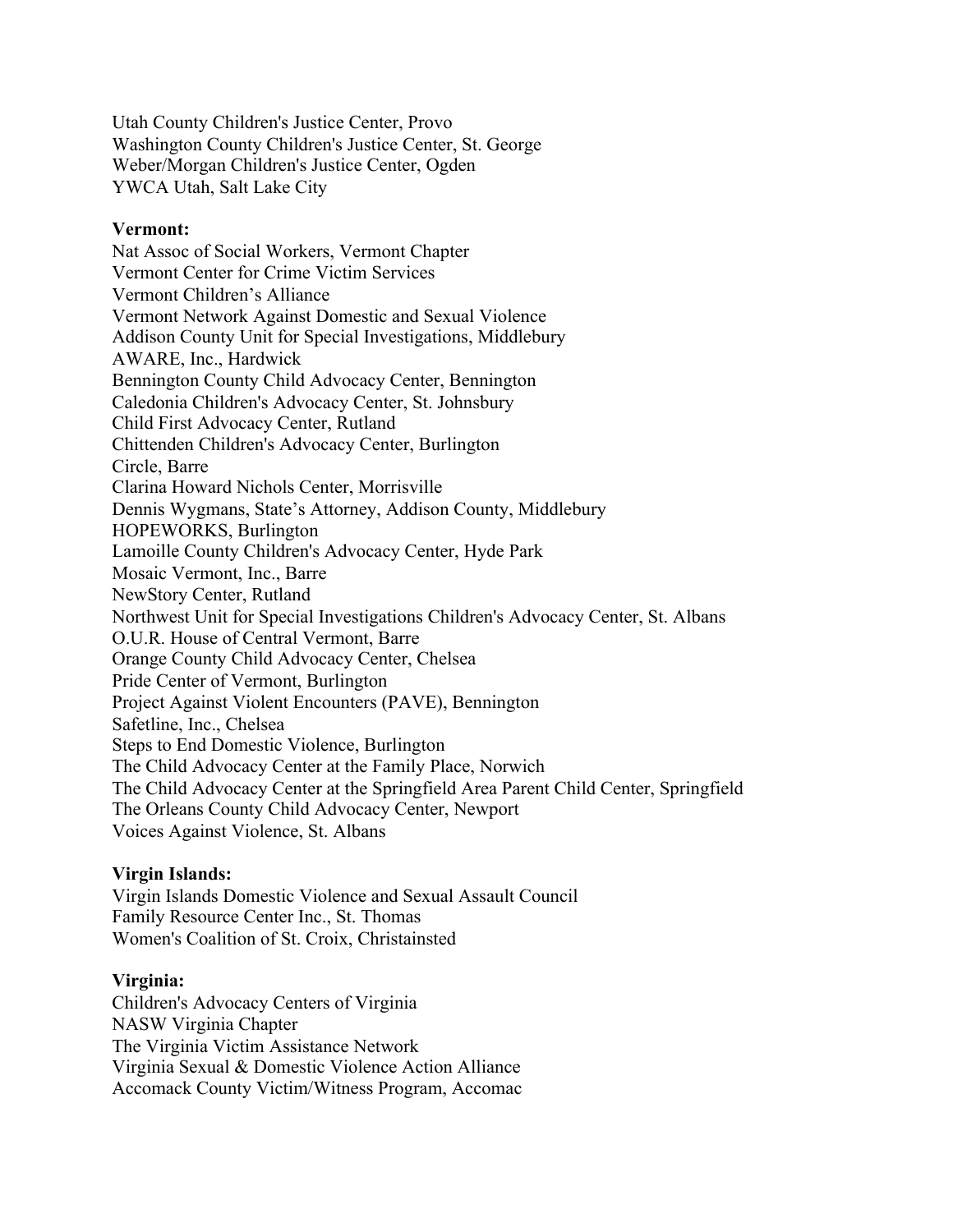Utah County Children's Justice Center, Provo
Washington County Children's Justice Center, St. George
Weber/Morgan Children's Justice Center, Ogden
YWCA Utah, Salt Lake City

**Vermont:**
Nat Assoc of Social Workers, Vermont Chapter
Vermont Center for Crime Victim Services
Vermont Children's Alliance
Vermont Network Against Domestic and Sexual Violence
Addison County Unit for Special Investigations, Middlebury
AWARE, Inc., Hardwick
Bennington County Child Advocacy Center, Bennington
Caledonia Children's Advocacy Center, St. Johnsbury
Child First Advocacy Center, Rutland
Chittenden Children's Advocacy Center, Burlington
Circle, Barre
Clarina Howard Nichols Center, Morrisville
Dennis Wygmans, State's Attorney, Addison County, Middlebury
HOPEWORKS, Burlington
Lamoille County Children's Advocacy Center, Hyde Park
Mosaic Vermont, Inc., Barre
NewStory Center, Rutland
Northwest Unit for Special Investigations Children's Advocacy Center, St. Albans
O.U.R. House of Central Vermont, Barre
Orange County Child Advocacy Center, Chelsea
Pride Center of Vermont, Burlington
Project Against Violent Encounters (PAVE), Bennington
Safetline, Inc., Chelsea
Steps to End Domestic Violence, Burlington
The Child Advocacy Center at the Family Place, Norwich
The Child Advocacy Center at the Springfield Area Parent Child Center, Springfield
The Orleans County Child Advocacy Center, Newport
Voices Against Violence, St. Albans

**Virgin Islands:**
Virgin Islands Domestic Violence and Sexual Assault Council
Family Resource Center Inc., St. Thomas
Women's Coalition of St. Croix, Christainsted

**Virginia:**
Children's Advocacy Centers of Virginia
NASW Virginia Chapter
The Virginia Victim Assistance Network
Virginia Sexual & Domestic Violence Action Alliance
Accomack County Victim/Witness Program, Accomac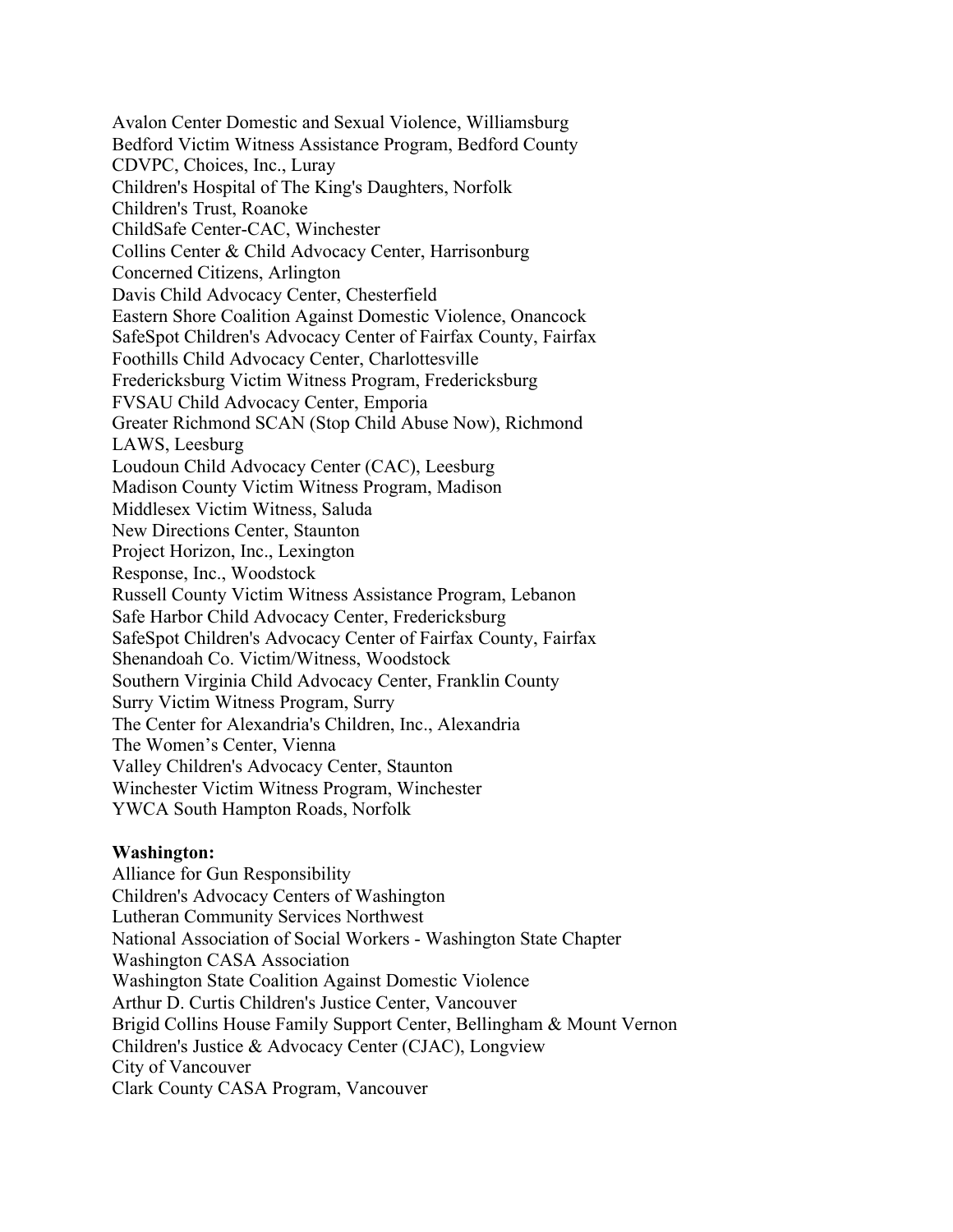Avalon Center Domestic and Sexual Violence, Williamsburg
Bedford Victim Witness Assistance Program, Bedford County
CDVPC, Choices, Inc., Luray
Children's Hospital of The King's Daughters, Norfolk
Children's Trust, Roanoke
ChildSafe Center-CAC, Winchester
Collins Center & Child Advocacy Center, Harrisonburg
Concerned Citizens, Arlington
Davis Child Advocacy Center, Chesterfield
Eastern Shore Coalition Against Domestic Violence, Onancock
SafeSpot Children's Advocacy Center of Fairfax County, Fairfax
Foothills Child Advocacy Center, Charlottesville
Fredericksburg Victim Witness Program, Fredericksburg
FVSAU Child Advocacy Center, Emporia
Greater Richmond SCAN (Stop Child Abuse Now), Richmond
LAWS, Leesburg
Loudoun Child Advocacy Center (CAC), Leesburg
Madison County Victim Witness Program, Madison
Middlesex Victim Witness, Saluda
New Directions Center, Staunton
Project Horizon, Inc., Lexington
Response, Inc., Woodstock
Russell County Victim Witness Assistance Program, Lebanon
Safe Harbor Child Advocacy Center, Fredericksburg
SafeSpot Children's Advocacy Center of Fairfax County, Fairfax
Shenandoah Co. Victim/Witness, Woodstock
Southern Virginia Child Advocacy Center, Franklin County
Surry Victim Witness Program, Surry
The Center for Alexandria's Children, Inc., Alexandria
The Women's Center, Vienna
Valley Children's Advocacy Center, Staunton
Winchester Victim Witness Program, Winchester
YWCA South Hampton Roads, Norfolk

**Washington:**
Alliance for Gun Responsibility
Children's Advocacy Centers of Washington
Lutheran Community Services Northwest
National Association of Social Workers - Washington State Chapter
Washington CASA Association
Washington State Coalition Against Domestic Violence
Arthur D. Curtis Children's Justice Center, Vancouver
Brigid Collins House Family Support Center, Bellingham & Mount Vernon
Children's Justice & Advocacy Center (CJAC), Longview
City of Vancouver
Clark County CASA Program, Vancouver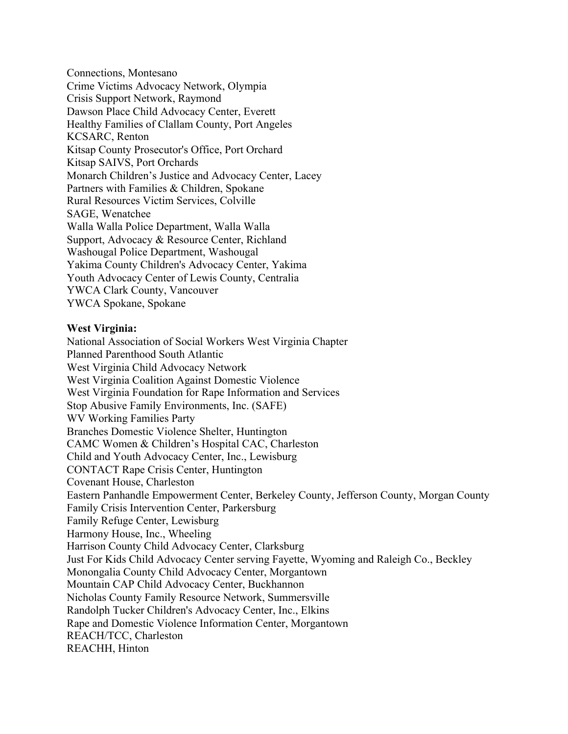Connections, Montesano
Crime Victims Advocacy Network, Olympia
Crisis Support Network, Raymond
Dawson Place Child Advocacy Center, Everett
Healthy Families of Clallam County, Port Angeles
KCSARC, Renton
Kitsap County Prosecutor's Office, Port Orchard
Kitsap SAIVS, Port Orchards
Monarch Children's Justice and Advocacy Center, Lacey
Partners with Families & Children, Spokane
Rural Resources Victim Services, Colville
SAGE, Wenatchee
Walla Walla Police Department, Walla Walla
Support, Advocacy & Resource Center, Richland
Washougal Police Department, Washougal
Yakima County Children's Advocacy Center, Yakima
Youth Advocacy Center of Lewis County, Centralia
YWCA Clark County, Vancouver
YWCA Spokane, Spokane

**West Virginia:**
National Association of Social Workers West Virginia Chapter
Planned Parenthood South Atlantic
West Virginia Child Advocacy Network
West Virginia Coalition Against Domestic Violence
West Virginia Foundation for Rape Information and Services
Stop Abusive Family Environments, Inc. (SAFE)
WV Working Families Party
Branches Domestic Violence Shelter, Huntington
CAMC Women & Children's Hospital CAC, Charleston
Child and Youth Advocacy Center, Inc., Lewisburg
CONTACT Rape Crisis Center, Huntington
Covenant House, Charleston
Eastern Panhandle Empowerment Center, Berkeley County, Jefferson County, Morgan County
Family Crisis Intervention Center, Parkersburg
Family Refuge Center, Lewisburg
Harmony House, Inc., Wheeling
Harrison County Child Advocacy Center, Clarksburg
Just For Kids Child Advocacy Center serving Fayette, Wyoming and Raleigh Co., Beckley
Monongalia County Child Advocacy Center, Morgantown
Mountain CAP Child Advocacy Center, Buckhannon
Nicholas County Family Resource Network, Summersville
Randolph Tucker Children's Advocacy Center, Inc., Elkins
Rape and Domestic Violence Information Center, Morgantown
REACH/TCC, Charleston
REACHH, Hinton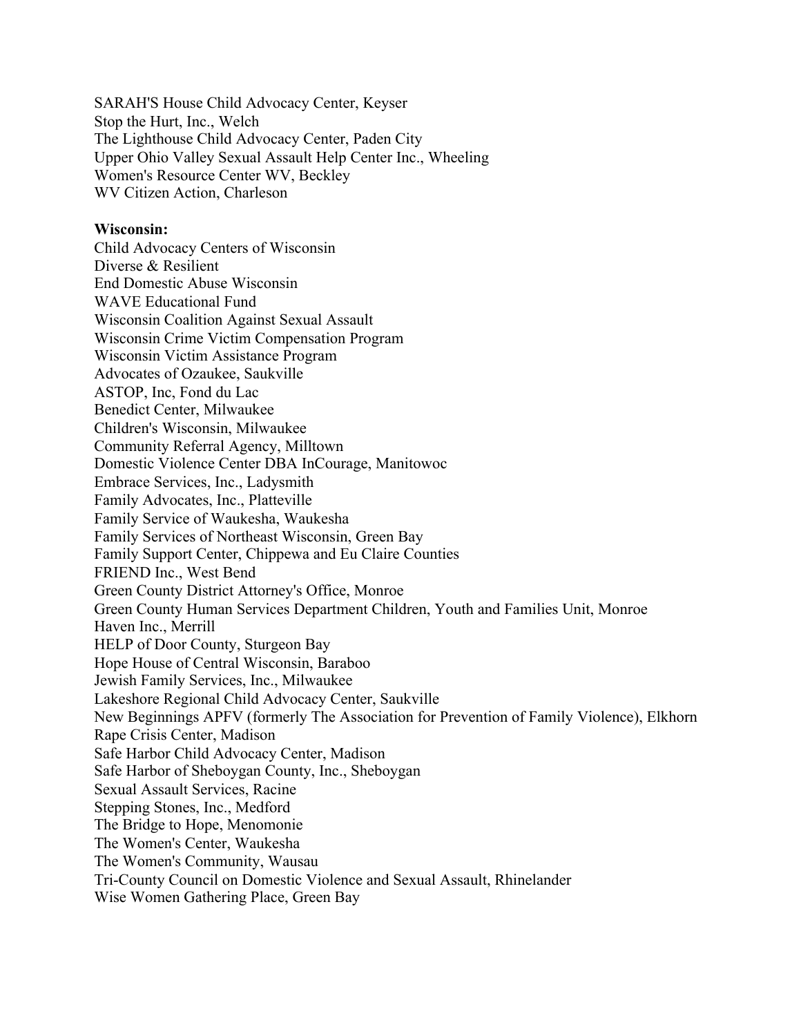SARAH'S House Child Advocacy Center, Keyser
Stop the Hurt, Inc., Welch
The Lighthouse Child Advocacy Center, Paden City
Upper Ohio Valley Sexual Assault Help Center Inc., Wheeling
Women's Resource Center WV, Beckley
WV Citizen Action, Charleson

**Wisconsin:**
Child Advocacy Centers of Wisconsin
Diverse & Resilient
End Domestic Abuse Wisconsin
WAVE Educational Fund
Wisconsin Coalition Against Sexual Assault
Wisconsin Crime Victim Compensation Program
Wisconsin Victim Assistance Program
Advocates of Ozaukee, Saukville
ASTOP, Inc, Fond du Lac
Benedict Center, Milwaukee
Children's Wisconsin, Milwaukee
Community Referral Agency, Milltown
Domestic Violence Center DBA InCourage, Manitowoc
Embrace Services, Inc., Ladysmith
Family Advocates, Inc., Platteville
Family Service of Waukesha, Waukesha
Family Services of Northeast Wisconsin, Green Bay
Family Support Center, Chippewa and Eu Claire Counties
FRIEND Inc., West Bend
Green County District Attorney's Office, Monroe
Green County Human Services Department Children, Youth and Families Unit, Monroe
Haven Inc., Merrill
HELP of Door County, Sturgeon Bay
Hope House of Central Wisconsin, Baraboo
Jewish Family Services, Inc., Milwaukee
Lakeshore Regional Child Advocacy Center, Saukville
New Beginnings APFV (formerly The Association for Prevention of Family Violence), Elkhorn
Rape Crisis Center, Madison
Safe Harbor Child Advocacy Center, Madison
Safe Harbor of Sheboygan County, Inc., Sheboygan
Sexual Assault Services, Racine
Stepping Stones, Inc., Medford
The Bridge to Hope, Menomonie
The Women's Center, Waukesha
The Women's Community, Wausau
Tri-County Council on Domestic Violence and Sexual Assault, Rhinelander
Wise Women Gathering Place, Green Bay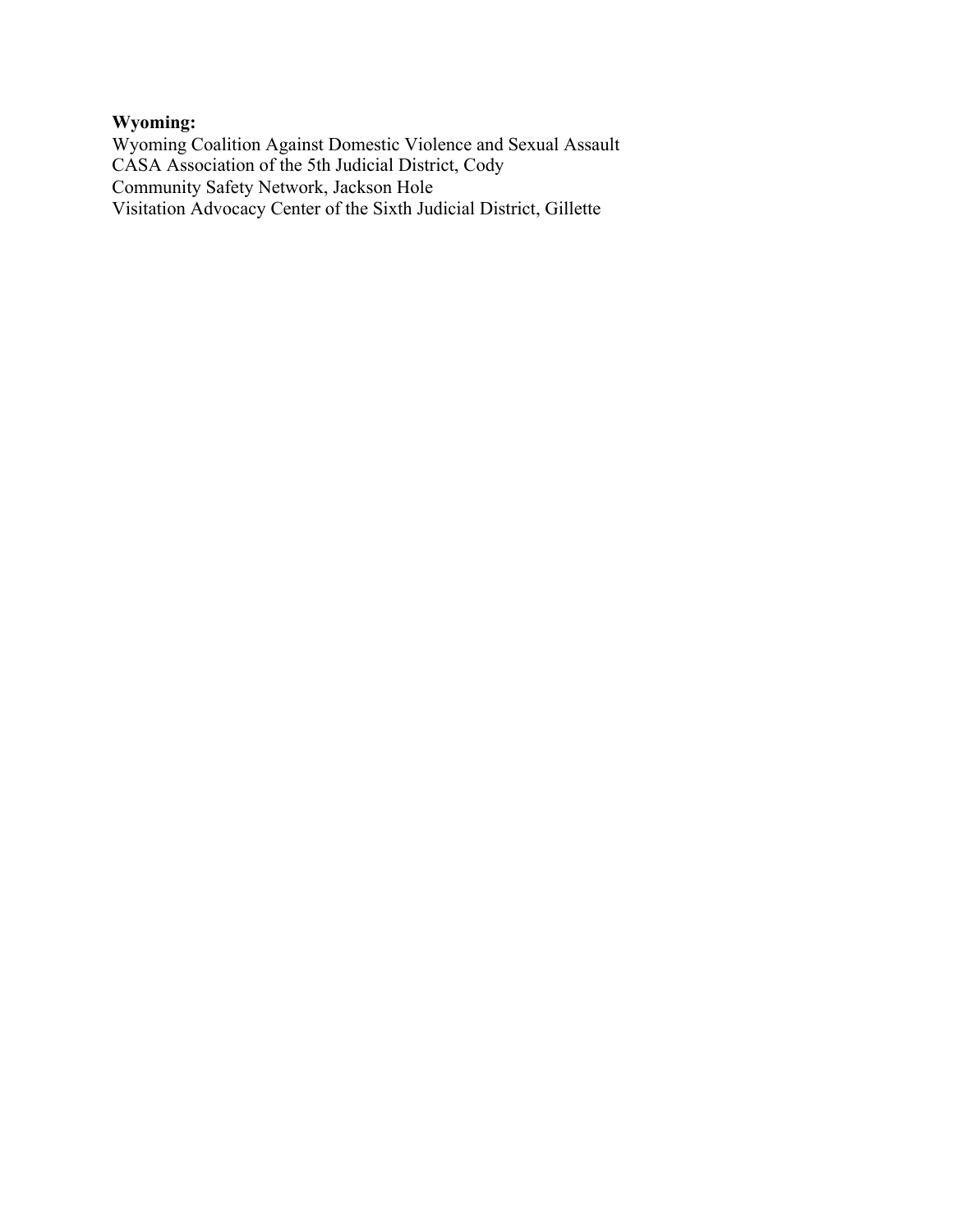**Wyoming:**
Wyoming Coalition Against Domestic Violence and Sexual Assault
CASA Association of the 5th Judicial District, Cody
Community Safety Network, Jackson Hole
Visitation Advocacy Center of the Sixth Judicial District, Gillette